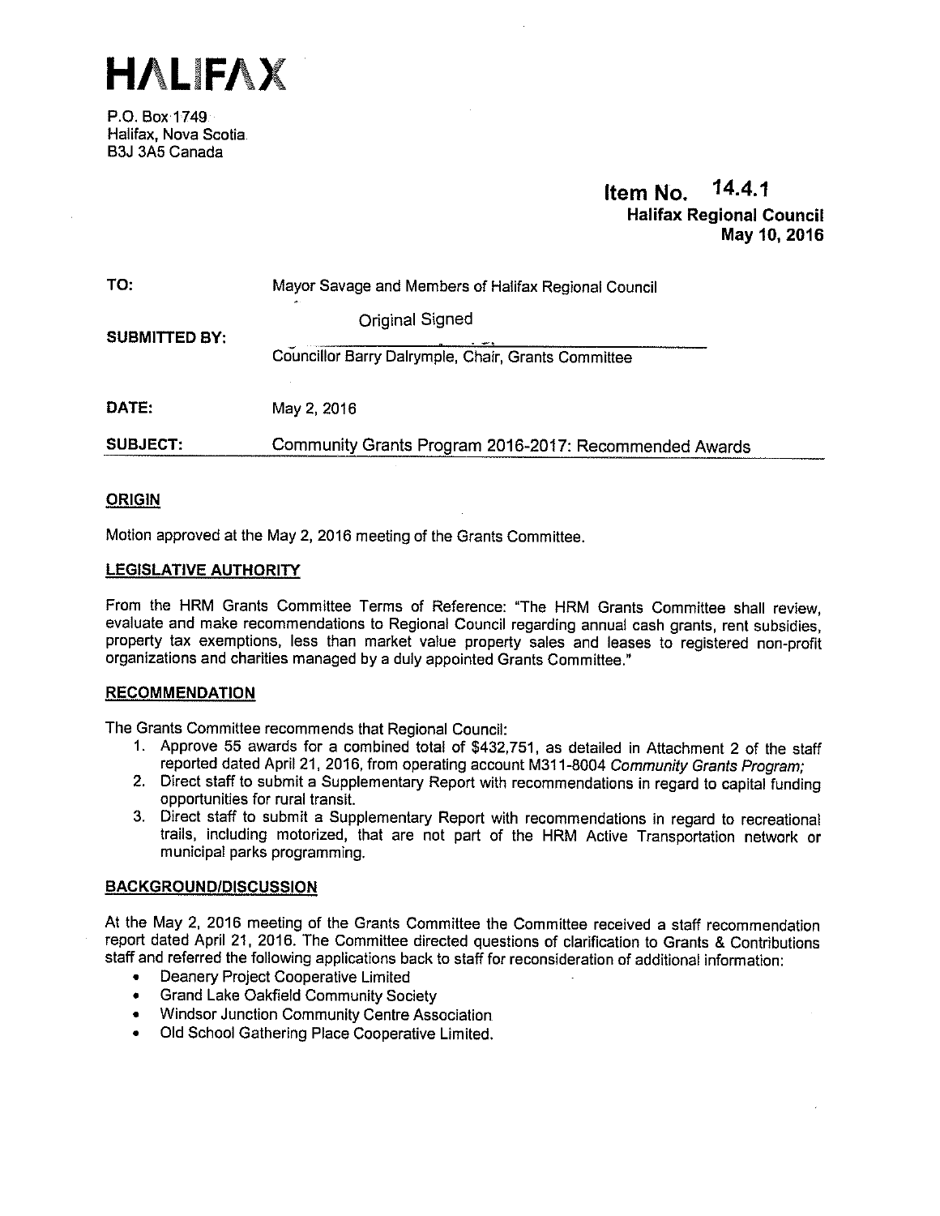# HALIFAX

P.O. Box 1749
Halifax, Nova Scotia
B3J 3A5 Canada

**Item No. 14.4.1**
**Halifax Regional Council**
**May 10, 2016**

| | |
|---|---|
| **TO:** | Mayor Savage and Members of Halifax Regional Council |
| **SUBMITTED BY:** | Original Signed<br>Councillor Barry Dalrymple, Chair, Grants Committee |
| **DATE:** | May 2, 2016 |
| **SUBJECT:** | Community Grants Program 2016-2017: Recommended Awards |

## ORIGIN

Motion approved at the May 2, 2016 meeting of the Grants Committee.

## LEGISLATIVE AUTHORITY

From the HRM Grants Committee Terms of Reference: "The HRM Grants Committee shall review, evaluate and make recommendations to Regional Council regarding annual cash grants, rent subsidies, property tax exemptions, less than market value property sales and leases to registered non-profit organizations and charities managed by a duly appointed Grants Committee."

## RECOMMENDATION

The Grants Committee recommends that Regional Council:

1. Approve 55 awards for a combined total of $432,751, as detailed in Attachment 2 of the staff reported dated April 21, 2016, from operating account M311-8004 *Community Grants Program;*
2. Direct staff to submit a Supplementary Report with recommendations in regard to capital funding opportunities for rural transit.
3. Direct staff to submit a Supplementary Report with recommendations in regard to recreational trails, including motorized, that are not part of the HRM Active Transportation network or municipal parks programming.

## BACKGROUND/DISCUSSION

At the May 2, 2016 meeting of the Grants Committee the Committee received a staff recommendation report dated April 21, 2016. The Committee directed questions of clarification to Grants & Contributions staff and referred the following applications back to staff for reconsideration of additional information:

- Deanery Project Cooperative Limited
- Grand Lake Oakfield Community Society
- Windsor Junction Community Centre Association
- Old School Gathering Place Cooperative Limited.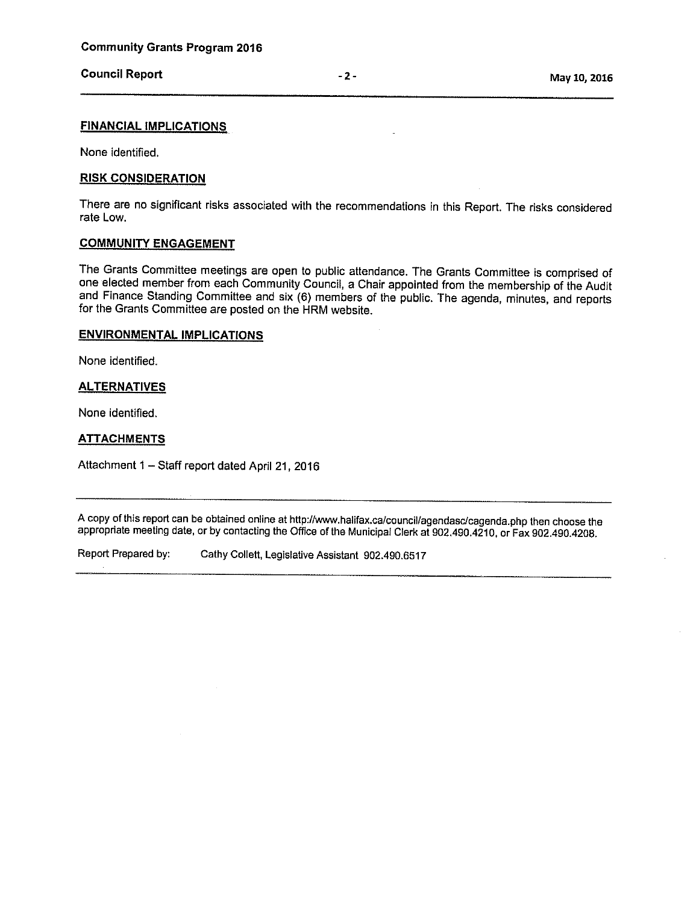## FINANCIAL IMPLICATIONS

None identified.

## RISK CONSIDERATION

There are no significant risks associated with the recommendations in this Report. The risks considered rate Low.

## COMMUNITY ENGAGEMENT

The Grants Committee meetings are open to public attendance. The Grants Committee is comprised of one elected member from each Community Council, a Chair appointed from the membership of the Audit and Finance Standing Committee and six (6) members of the public. The agenda, minutes, and reports for the Grants Committee are posted on the HRM website.

## ENVIRONMENTAL IMPLICATIONS

None identified.

## ALTERNATIVES

None identified.

## ATTACHMENTS

Attachment 1 – Staff report dated April 21, 2016

---

A copy of this report can be obtained online at http://www.halifax.ca/council/agendasc/cagenda.php then choose the appropriate meeting date, or by contacting the Office of the Municipal Clerk at 902.490.4210, or Fax 902.490.4208.

Report Prepared by: Cathy Collett, Legislative Assistant 902.490.6517

---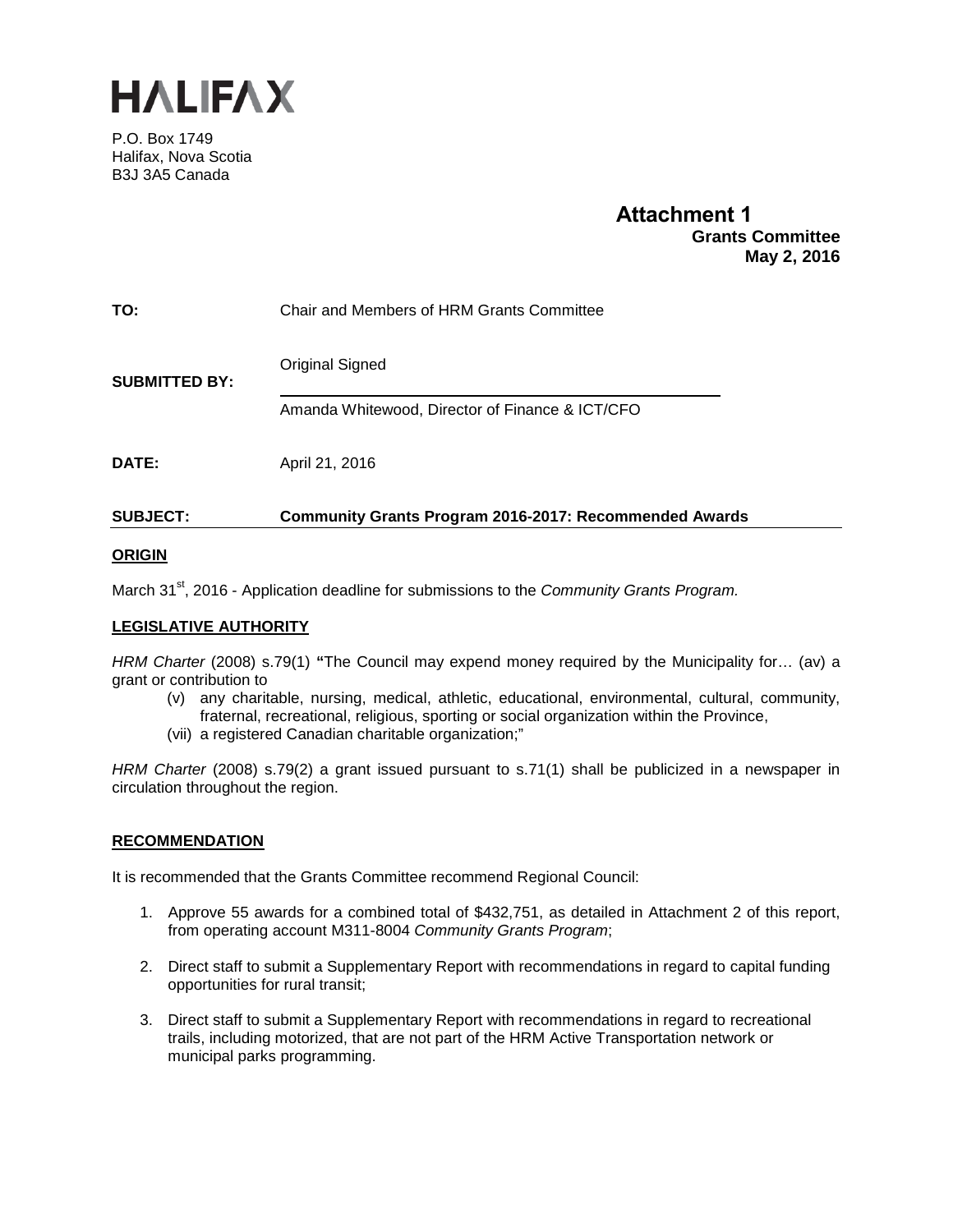HALIFAX

P.O. Box 1749
Halifax, Nova Scotia
B3J 3A5 Canada

# Attachment 1

**Grants Committee**
**May 2, 2016**

**TO:** Chair and Members of HRM Grants Committee

**SUBMITTED BY:** Original Signed

Amanda Whitewood, Director of Finance & ICT/CFO

**DATE:** April 21, 2016

**SUBJECT: Community Grants Program 2016-2017: Recommended Awards**

## ORIGIN

March 31st, 2016 - Application deadline for submissions to the *Community Grants Program.*

## LEGISLATIVE AUTHORITY

*HRM Charter* (2008) s.79(1) **"**The Council may expend money required by the Municipality for… (av) a grant or contribution to

(v) any charitable, nursing, medical, athletic, educational, environmental, cultural, community, fraternal, recreational, religious, sporting or social organization within the Province,
(vii) a registered Canadian charitable organization;"

*HRM Charter* (2008) s.79(2) a grant issued pursuant to s.71(1) shall be publicized in a newspaper in circulation throughout the region.

## RECOMMENDATION

It is recommended that the Grants Committee recommend Regional Council:

1. Approve 55 awards for a combined total of $432,751, as detailed in Attachment 2 of this report, from operating account M311-8004 *Community Grants Program*;
2. Direct staff to submit a Supplementary Report with recommendations in regard to capital funding opportunities for rural transit;
3. Direct staff to submit a Supplementary Report with recommendations in regard to recreational trails, including motorized, that are not part of the HRM Active Transportation network or municipal parks programming.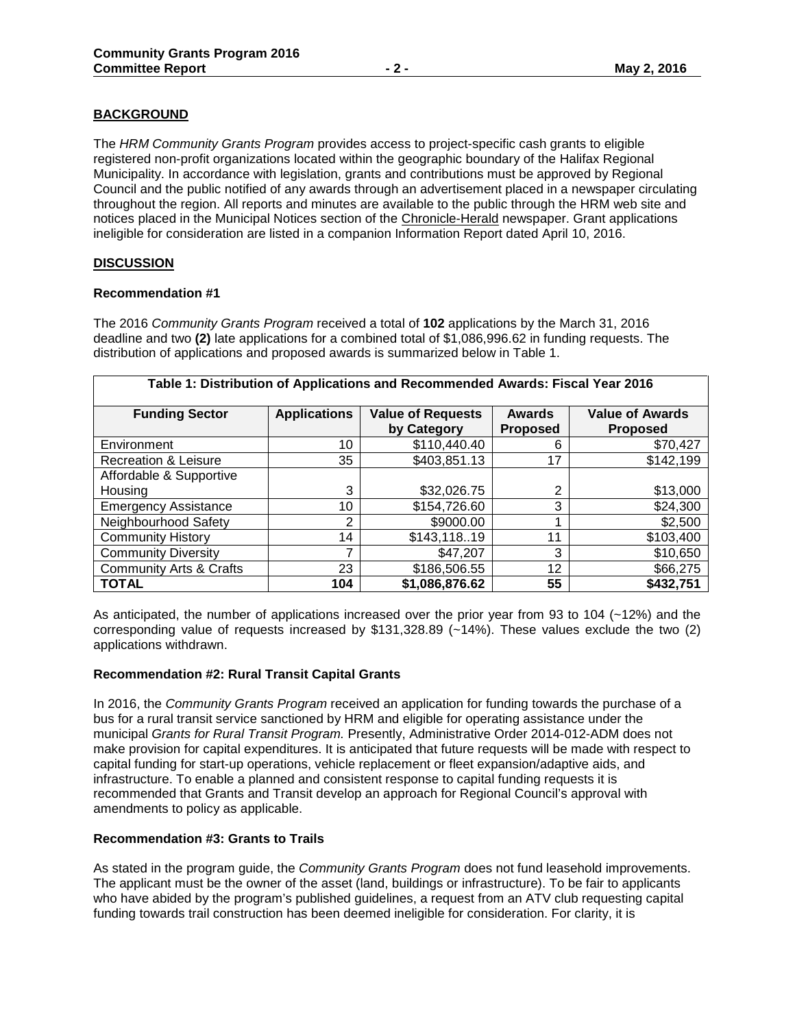## BACKGROUND

The *HRM Community Grants Program* provides access to project-specific cash grants to eligible registered non-profit organizations located within the geographic boundary of the Halifax Regional Municipality. In accordance with legislation, grants and contributions must be approved by Regional Council and the public notified of any awards through an advertisement placed in a newspaper circulating throughout the region. All reports and minutes are available to the public through the HRM web site and notices placed in the Municipal Notices section of the Chronicle-Herald newspaper. Grant applications ineligible for consideration are listed in a companion Information Report dated April 10, 2016.

## DISCUSSION

### Recommendation #1

The 2016 *Community Grants Program* received a total of **102** applications by the March 31, 2016 deadline and two **(2)** late applications for a combined total of $1,086,996.62 in funding requests. The distribution of applications and proposed awards is summarized below in Table 1.

**Table 1: Distribution of Applications and Recommended Awards: Fiscal Year 2016**

| Funding Sector | Applications | Value of Requests by Category | Awards Proposed | Value of Awards Proposed |
|---|---|---|---|---|
| Environment | 10 | $110,440.40 | 6 | $70,427 |
| Recreation & Leisure | 35 | $403,851.13 | 17 | $142,199 |
| Affordable & Supportive Housing | 3 | $32,026.75 | 2 | $13,000 |
| Emergency Assistance | 10 | $154,726.60 | 3 | $24,300 |
| Neighbourhood Safety | 2 | $9000.00 | 1 | $2,500 |
| Community History | 14 | $143,118..19 | 11 | $103,400 |
| Community Diversity | 7 | $47,207 | 3 | $10,650 |
| Community Arts & Crafts | 23 | $186,506.55 | 12 | $66,275 |
| **TOTAL** | **104** | **$1,086,876.62** | **55** | **$432,751** |

As anticipated, the number of applications increased over the prior year from 93 to 104 (~12%) and the corresponding value of requests increased by $131,328.89 (~14%). These values exclude the two (2) applications withdrawn.

### Recommendation #2: Rural Transit Capital Grants

In 2016, the *Community Grants Program* received an application for funding towards the purchase of a bus for a rural transit service sanctioned by HRM and eligible for operating assistance under the municipal *Grants for Rural Transit Program.* Presently, Administrative Order 2014-012-ADM does not make provision for capital expenditures. It is anticipated that future requests will be made with respect to capital funding for start-up operations, vehicle replacement or fleet expansion/adaptive aids, and infrastructure. To enable a planned and consistent response to capital funding requests it is recommended that Grants and Transit develop an approach for Regional Council's approval with amendments to policy as applicable.

### Recommendation #3: Grants to Trails

As stated in the program guide, the *Community Grants Program* does not fund leasehold improvements. The applicant must be the owner of the asset (land, buildings or infrastructure). To be fair to applicants who have abided by the program's published guidelines, a request from an ATV club requesting capital funding towards trail construction has been deemed ineligible for consideration. For clarity, it is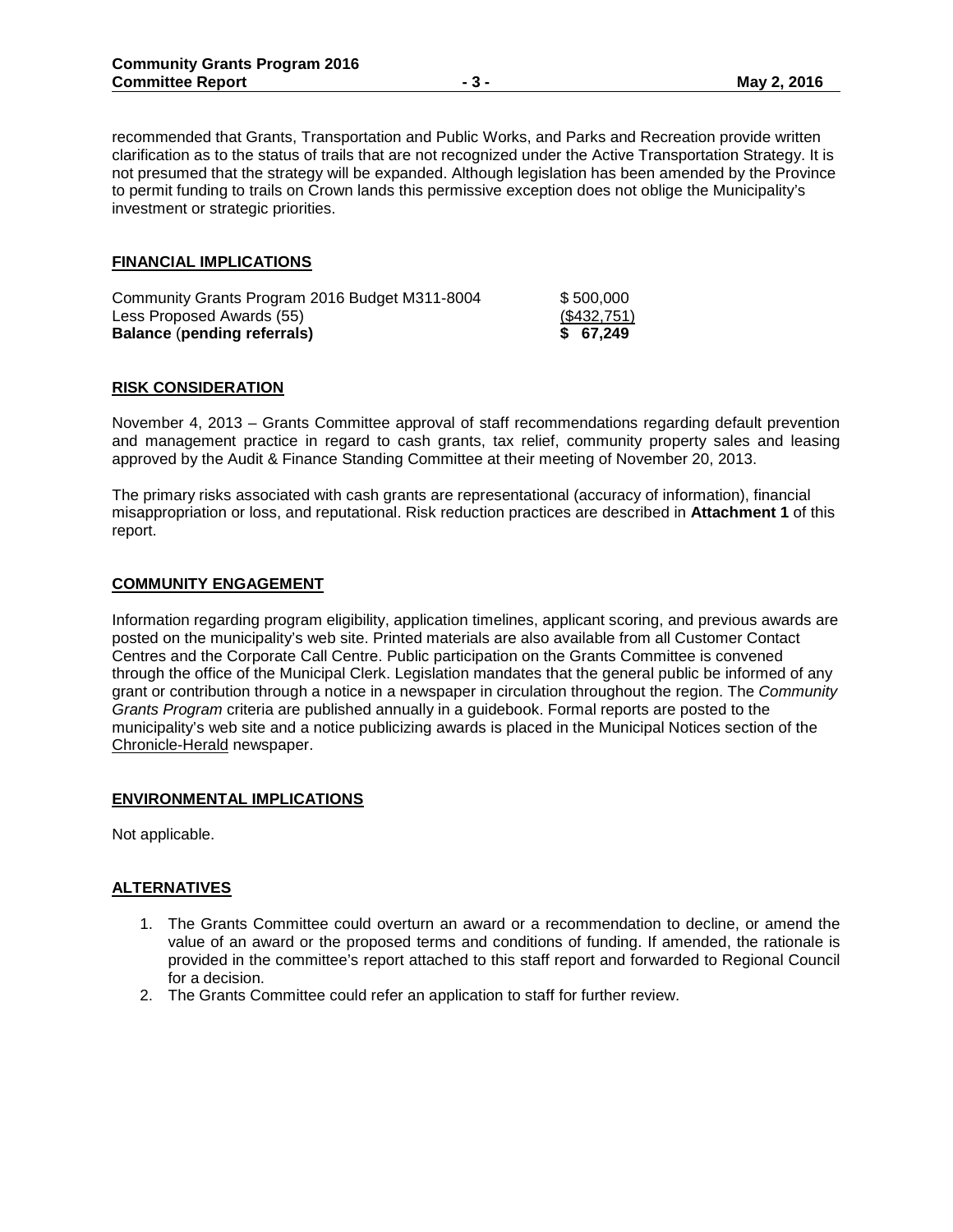recommended that Grants, Transportation and Public Works, and Parks and Recreation provide written clarification as to the status of trails that are not recognized under the Active Transportation Strategy. It is not presumed that the strategy will be expanded. Although legislation has been amended by the Province to permit funding to trails on Crown lands this permissive exception does not oblige the Municipality's investment or strategic priorities.

## FINANCIAL IMPLICATIONS

| | |
|---|---|
| Community Grants Program 2016 Budget M311-8004 | $ 500,000 |
| Less Proposed Awards (55) | ($432,751) |
| **Balance (pending referrals)** | **$ 67,249** |

## RISK CONSIDERATION

November 4, 2013 – Grants Committee approval of staff recommendations regarding default prevention and management practice in regard to cash grants, tax relief, community property sales and leasing approved by the Audit & Finance Standing Committee at their meeting of November 20, 2013.

The primary risks associated with cash grants are representational (accuracy of information), financial misappropriation or loss, and reputational. Risk reduction practices are described in **Attachment 1** of this report.

## COMMUNITY ENGAGEMENT

Information regarding program eligibility, application timelines, applicant scoring, and previous awards are posted on the municipality's web site. Printed materials are also available from all Customer Contact Centres and the Corporate Call Centre. Public participation on the Grants Committee is convened through the office of the Municipal Clerk. Legislation mandates that the general public be informed of any grant or contribution through a notice in a newspaper in circulation throughout the region. The *Community Grants Program* criteria are published annually in a guidebook. Formal reports are posted to the municipality's web site and a notice publicizing awards is placed in the Municipal Notices section of the Chronicle-Herald newspaper.

## ENVIRONMENTAL IMPLICATIONS

Not applicable.

## ALTERNATIVES

1. The Grants Committee could overturn an award or a recommendation to decline, or amend the value of an award or the proposed terms and conditions of funding. If amended, the rationale is provided in the committee's report attached to this staff report and forwarded to Regional Council for a decision.
2. The Grants Committee could refer an application to staff for further review.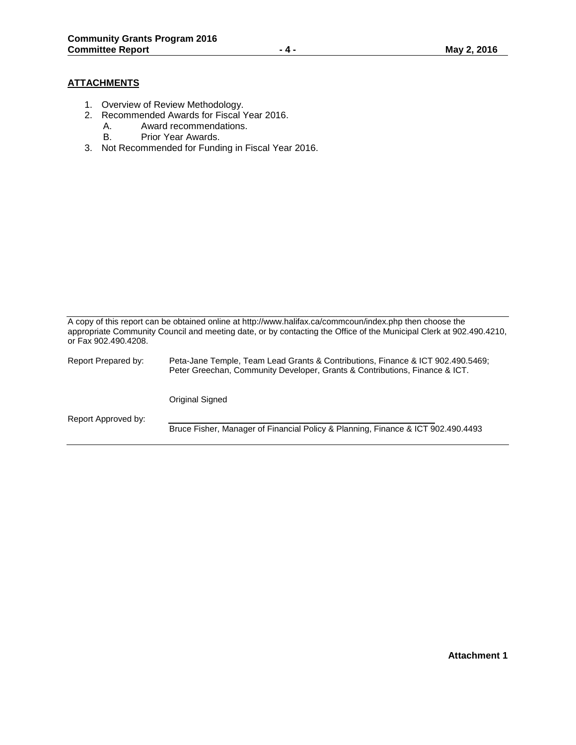## ATTACHMENTS

1. Overview of Review Methodology.
2. Recommended Awards for Fiscal Year 2016.
   A. Award recommendations.
   B. Prior Year Awards.
3. Not Recommended for Funding in Fiscal Year 2016.

---

A copy of this report can be obtained online at http://www.halifax.ca/commcoun/index.php then choose the appropriate Community Council and meeting date, or by contacting the Office of the Municipal Clerk at 902.490.4210, or Fax 902.490.4208.

Report Prepared by: Peta-Jane Temple, Team Lead Grants & Contributions, Finance & ICT 902.490.5469; Peter Greechan, Community Developer, Grants & Contributions, Finance & ICT.

Original Signed

Report Approved by: Bruce Fisher, Manager of Financial Policy & Planning, Finance & ICT 902.490.4493

---

**Attachment 1**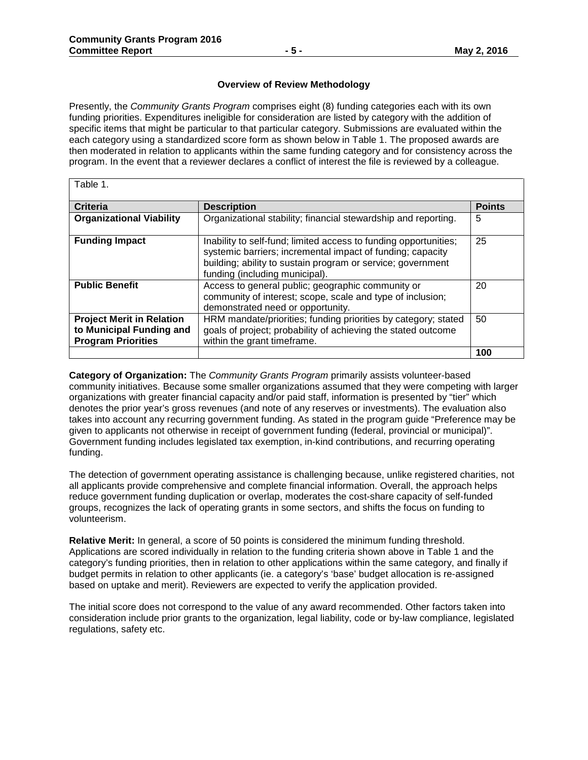### Overview of Review Methodology

Presently, the *Community Grants Program* comprises eight (8) funding categories each with its own funding priorities. Expenditures ineligible for consideration are listed by category with the addition of specific items that might be particular to that particular category. Submissions are evaluated within the each category using a standardized score form as shown below in Table 1. The proposed awards are then moderated in relation to applicants within the same funding category and for consistency across the program. In the event that a reviewer declares a conflict of interest the file is reviewed by a colleague.

Table 1.

| Criteria | Description | Points |
|---|---|---|
| **Organizational Viability** | Organizational stability; financial stewardship and reporting. | 5 |
| **Funding Impact** | Inability to self-fund; limited access to funding opportunities; systemic barriers; incremental impact of funding; capacity building; ability to sustain program or service; government funding (including municipal). | 25 |
| **Public Benefit** | Access to general public; geographic community or community of interest; scope, scale and type of inclusion; demonstrated need or opportunity. | 20 |
| **Project Merit in Relation to Municipal Funding and Program Priorities** | HRM mandate/priorities; funding priorities by category; stated goals of project; probability of achieving the stated outcome within the grant timeframe. | 50 |
| | | **100** |

**Category of Organization:** The *Community Grants Program* primarily assists volunteer-based community initiatives. Because some smaller organizations assumed that they were competing with larger organizations with greater financial capacity and/or paid staff, information is presented by "tier" which denotes the prior year's gross revenues (and note of any reserves or investments). The evaluation also takes into account any recurring government funding. As stated in the program guide "Preference may be given to applicants not otherwise in receipt of government funding (federal, provincial or municipal)". Government funding includes legislated tax exemption, in-kind contributions, and recurring operating funding.

The detection of government operating assistance is challenging because, unlike registered charities, not all applicants provide comprehensive and complete financial information. Overall, the approach helps reduce government funding duplication or overlap, moderates the cost-share capacity of self-funded groups, recognizes the lack of operating grants in some sectors, and shifts the focus on funding to volunteerism.

**Relative Merit:** In general, a score of 50 points is considered the minimum funding threshold. Applications are scored individually in relation to the funding criteria shown above in Table 1 and the category's funding priorities, then in relation to other applications within the same category, and finally if budget permits in relation to other applicants (ie. a category's 'base' budget allocation is re-assigned based on uptake and merit). Reviewers are expected to verify the application provided.

The initial score does not correspond to the value of any award recommended. Other factors taken into consideration include prior grants to the organization, legal liability, code or by-law compliance, legislated regulations, safety etc.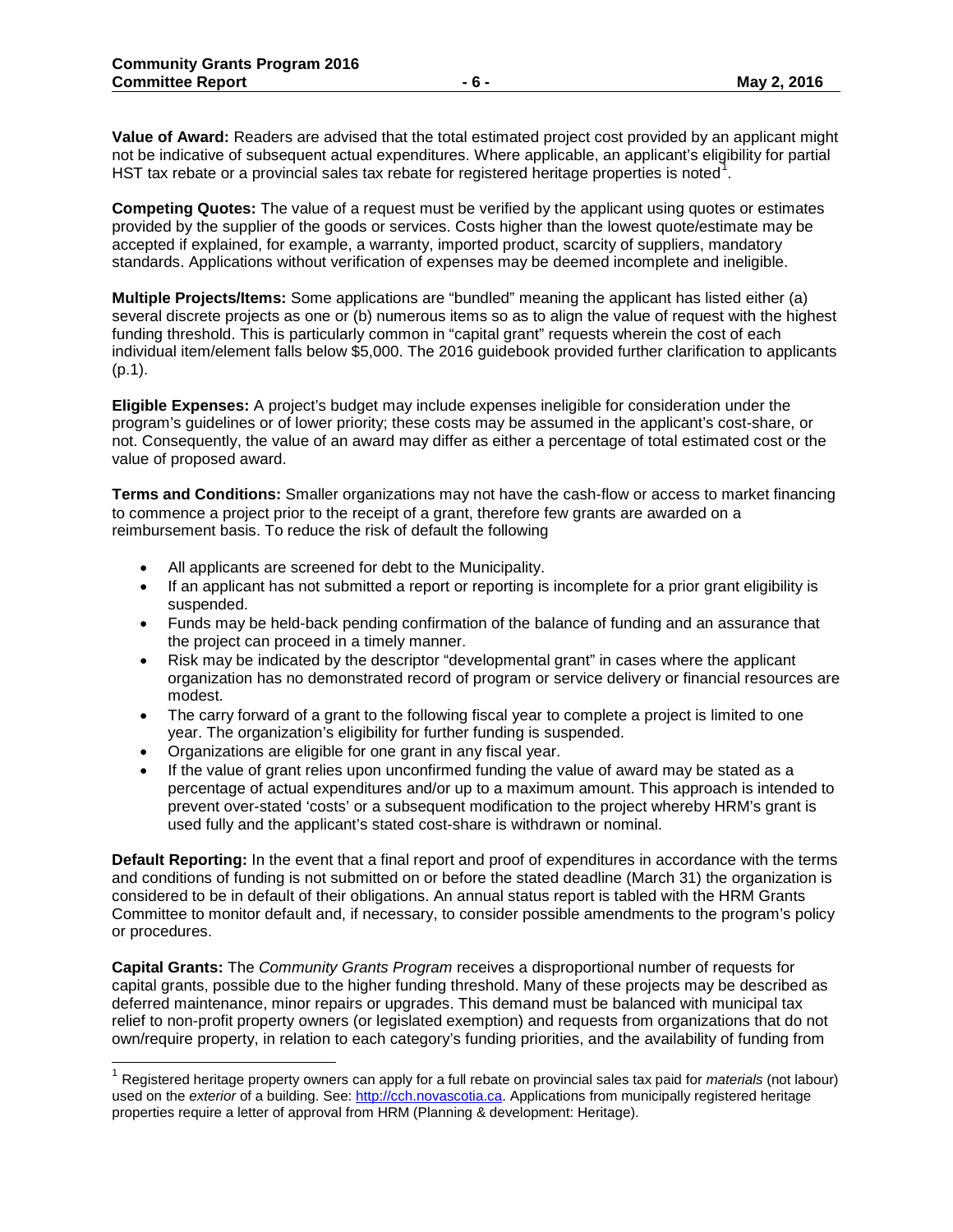**Value of Award:** Readers are advised that the total estimated project cost provided by an applicant might not be indicative of subsequent actual expenditures. Where applicable, an applicant's eligibility for partial HST tax rebate or a provincial sales tax rebate for registered heritage properties is noted[1].

**Competing Quotes:** The value of a request must be verified by the applicant using quotes or estimates provided by the supplier of the goods or services. Costs higher than the lowest quote/estimate may be accepted if explained, for example, a warranty, imported product, scarcity of suppliers, mandatory standards. Applications without verification of expenses may be deemed incomplete and ineligible.

**Multiple Projects/Items:** Some applications are "bundled" meaning the applicant has listed either (a) several discrete projects as one or (b) numerous items so as to align the value of request with the highest funding threshold. This is particularly common in "capital grant" requests wherein the cost of each individual item/element falls below $5,000. The 2016 guidebook provided further clarification to applicants (p.1).

**Eligible Expenses:** A project's budget may include expenses ineligible for consideration under the program's guidelines or of lower priority; these costs may be assumed in the applicant's cost-share, or not. Consequently, the value of an award may differ as either a percentage of total estimated cost or the value of proposed award.

**Terms and Conditions:** Smaller organizations may not have the cash-flow or access to market financing to commence a project prior to the receipt of a grant, therefore few grants are awarded on a reimbursement basis. To reduce the risk of default the following

- All applicants are screened for debt to the Municipality.
- If an applicant has not submitted a report or reporting is incomplete for a prior grant eligibility is suspended.
- Funds may be held-back pending confirmation of the balance of funding and an assurance that the project can proceed in a timely manner.
- Risk may be indicated by the descriptor "developmental grant" in cases where the applicant organization has no demonstrated record of program or service delivery or financial resources are modest.
- The carry forward of a grant to the following fiscal year to complete a project is limited to one year. The organization's eligibility for further funding is suspended.
- Organizations are eligible for one grant in any fiscal year.
- If the value of grant relies upon unconfirmed funding the value of award may be stated as a percentage of actual expenditures and/or up to a maximum amount. This approach is intended to prevent over-stated 'costs' or a subsequent modification to the project whereby HRM's grant is used fully and the applicant's stated cost-share is withdrawn or nominal.

**Default Reporting:** In the event that a final report and proof of expenditures in accordance with the terms and conditions of funding is not submitted on or before the stated deadline (March 31) the organization is considered to be in default of their obligations. An annual status report is tabled with the HRM Grants Committee to monitor default and, if necessary, to consider possible amendments to the program's policy or procedures.

**Capital Grants:** The *Community Grants Program* receives a disproportional number of requests for capital grants, possible due to the higher funding threshold. Many of these projects may be described as deferred maintenance, minor repairs or upgrades. This demand must be balanced with municipal tax relief to non-profit property owners (or legislated exemption) and requests from organizations that do not own/require property, in relation to each category's funding priorities, and the availability of funding from

[1] Registered heritage property owners can apply for a full rebate on provincial sales tax paid for *materials* (not labour) used on the *exterior* of a building. See: [http://cch.novascotia.ca](http://cch.novascotia.ca). Applications from municipally registered heritage properties require a letter of approval from HRM (Planning & development: Heritage).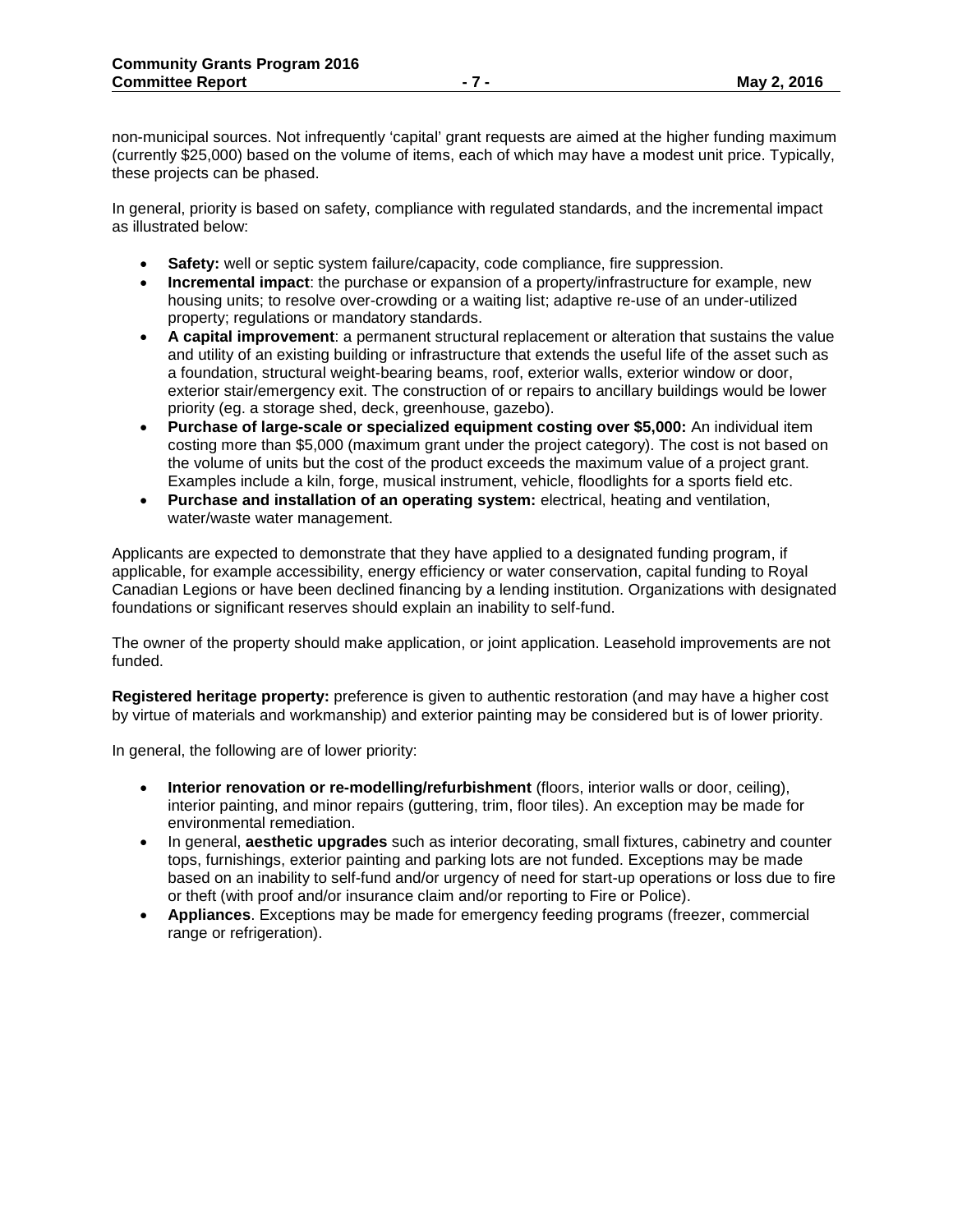non-municipal sources. Not infrequently 'capital' grant requests are aimed at the higher funding maximum (currently $25,000) based on the volume of items, each of which may have a modest unit price. Typically, these projects can be phased.

In general, priority is based on safety, compliance with regulated standards, and the incremental impact as illustrated below:

- **Safety:** well or septic system failure/capacity, code compliance, fire suppression.
- **Incremental impact**: the purchase or expansion of a property/infrastructure for example, new housing units; to resolve over-crowding or a waiting list; adaptive re-use of an under-utilized property; regulations or mandatory standards.
- **A capital improvement**: a permanent structural replacement or alteration that sustains the value and utility of an existing building or infrastructure that extends the useful life of the asset such as a foundation, structural weight-bearing beams, roof, exterior walls, exterior window or door, exterior stair/emergency exit. The construction of or repairs to ancillary buildings would be lower priority (eg. a storage shed, deck, greenhouse, gazebo).
- **Purchase of large-scale or specialized equipment costing over $5,000:** An individual item costing more than $5,000 (maximum grant under the project category). The cost is not based on the volume of units but the cost of the product exceeds the maximum value of a project grant. Examples include a kiln, forge, musical instrument, vehicle, floodlights for a sports field etc.
- **Purchase and installation of an operating system:** electrical, heating and ventilation, water/waste water management.

Applicants are expected to demonstrate that they have applied to a designated funding program, if applicable, for example accessibility, energy efficiency or water conservation, capital funding to Royal Canadian Legions or have been declined financing by a lending institution. Organizations with designated foundations or significant reserves should explain an inability to self-fund.

The owner of the property should make application, or joint application. Leasehold improvements are not funded.

**Registered heritage property:** preference is given to authentic restoration (and may have a higher cost by virtue of materials and workmanship) and exterior painting may be considered but is of lower priority.

In general, the following are of lower priority:

- **Interior renovation or re-modelling/refurbishment** (floors, interior walls or door, ceiling), interior painting, and minor repairs (guttering, trim, floor tiles). An exception may be made for environmental remediation.
- In general, **aesthetic upgrades** such as interior decorating, small fixtures, cabinetry and counter tops, furnishings, exterior painting and parking lots are not funded. Exceptions may be made based on an inability to self-fund and/or urgency of need for start-up operations or loss due to fire or theft (with proof and/or insurance claim and/or reporting to Fire or Police).
- **Appliances**. Exceptions may be made for emergency feeding programs (freezer, commercial range or refrigeration).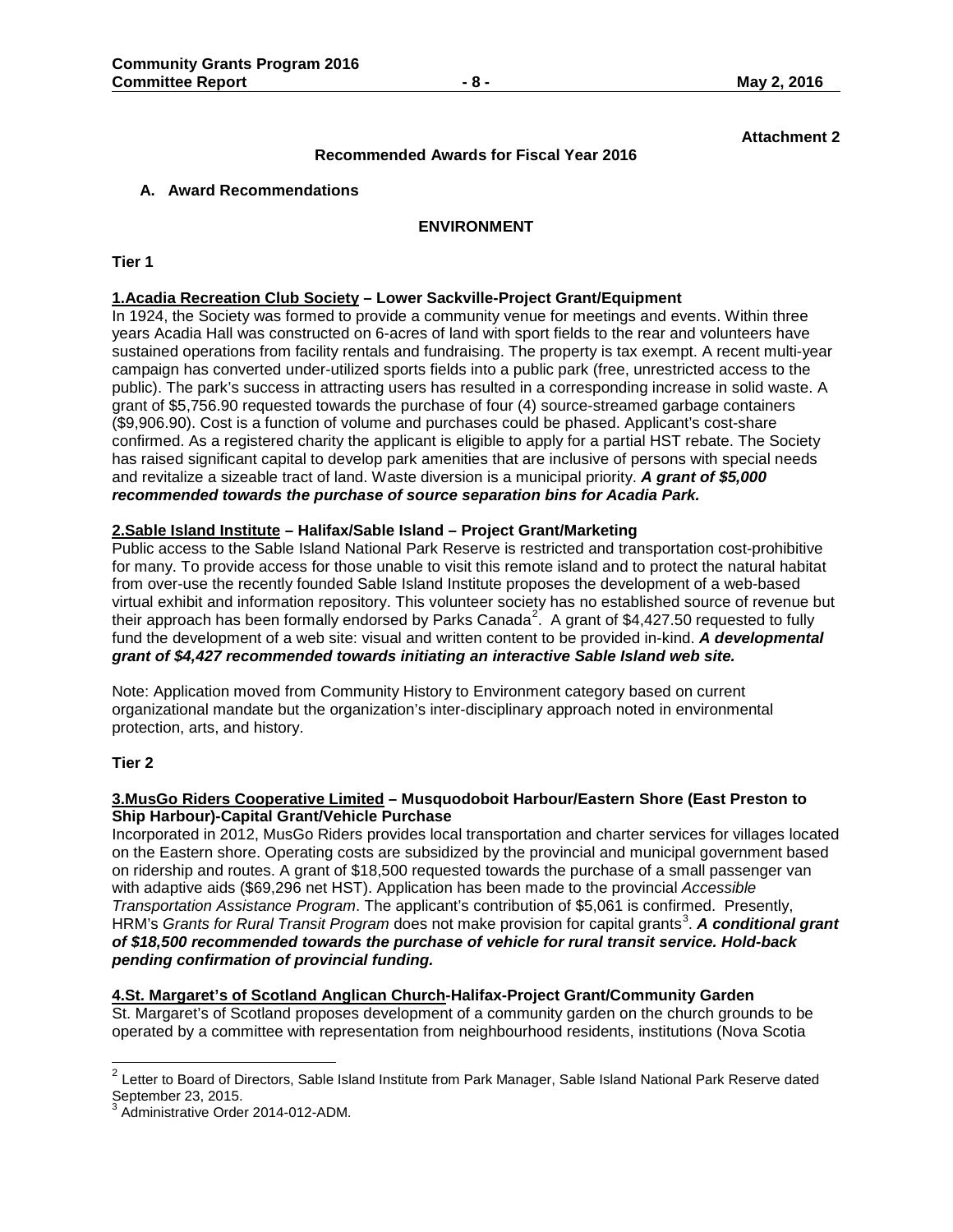**Attachment 2**

**Recommended Awards for Fiscal Year 2016**

**A. Award Recommendations**

**ENVIRONMENT**

**Tier 1**

**1.Acadia Recreation Club Society – Lower Sackville-Project Grant/Equipment**

In 1924, the Society was formed to provide a community venue for meetings and events. Within three years Acadia Hall was constructed on 6-acres of land with sport fields to the rear and volunteers have sustained operations from facility rentals and fundraising. The property is tax exempt. A recent multi-year campaign has converted under-utilized sports fields into a public park (free, unrestricted access to the public). The park's success in attracting users has resulted in a corresponding increase in solid waste. A grant of $5,756.90 requested towards the purchase of four (4) source-streamed garbage containers ($9,906.90). Cost is a function of volume and purchases could be phased. Applicant's cost-share confirmed. As a registered charity the applicant is eligible to apply for a partial HST rebate. The Society has raised significant capital to develop park amenities that are inclusive of persons with special needs and revitalize a sizeable tract of land. Waste diversion is a municipal priority. ***A grant of $5,000 recommended towards the purchase of source separation bins for Acadia Park.***

**2.Sable Island Institute – Halifax/Sable Island – Project Grant/Marketing**

Public access to the Sable Island National Park Reserve is restricted and transportation cost-prohibitive for many. To provide access for those unable to visit this remote island and to protect the natural habitat from over-use the recently founded Sable Island Institute proposes the development of a web-based virtual exhibit and information repository. This volunteer society has no established source of revenue but their approach has been formally endorsed by Parks Canada[2]. A grant of $4,427.50 requested to fully fund the development of a web site: visual and written content to be provided in-kind. ***A developmental grant of $4,427 recommended towards initiating an interactive Sable Island web site.***

Note: Application moved from Community History to Environment category based on current organizational mandate but the organization's inter-disciplinary approach noted in environmental protection, arts, and history.

**Tier 2**

**3.MusGo Riders Cooperative Limited – Musquodoboit Harbour/Eastern Shore (East Preston to Ship Harbour)-Capital Grant/Vehicle Purchase**

Incorporated in 2012, MusGo Riders provides local transportation and charter services for villages located on the Eastern shore. Operating costs are subsidized by the provincial and municipal government based on ridership and routes. A grant of $18,500 requested towards the purchase of a small passenger van with adaptive aids ($69,296 net HST). Application has been made to the provincial *Accessible Transportation Assistance Program*. The applicant's contribution of $5,061 is confirmed. Presently, HRM's *Grants for Rural Transit Program* does not make provision for capital grants[3]. ***A conditional grant of $18,500 recommended towards the purchase of vehicle for rural transit service. Hold-back pending confirmation of provincial funding.***

**4.St. Margaret's of Scotland Anglican Church-Halifax-Project Grant/Community Garden**

St. Margaret's of Scotland proposes development of a community garden on the church grounds to be operated by a committee with representation from neighbourhood residents, institutions (Nova Scotia

---

[2] Letter to Board of Directors, Sable Island Institute from Park Manager, Sable Island National Park Reserve dated September 23, 2015.

[3] Administrative Order 2014-012-ADM.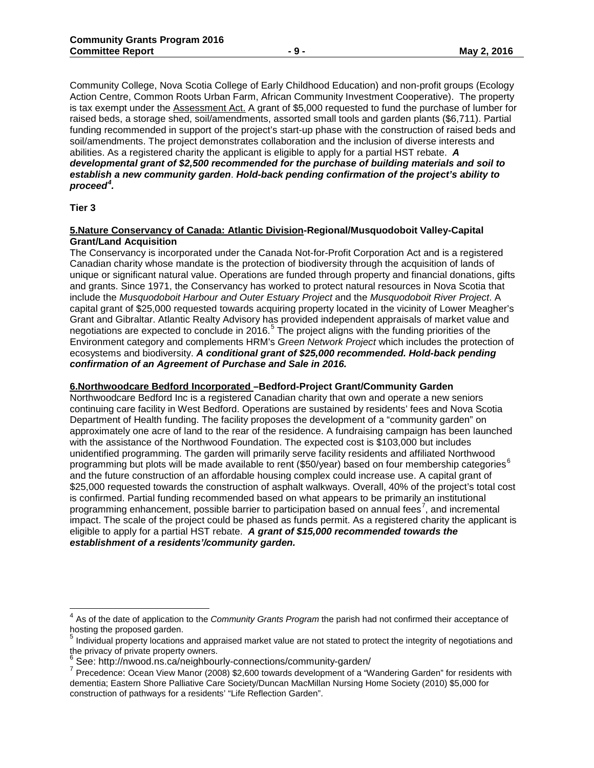Community College, Nova Scotia College of Early Childhood Education) and non-profit groups (Ecology Action Centre, Common Roots Urban Farm, African Community Investment Cooperative). The property is tax exempt under the Assessment Act. A grant of $5,000 requested to fund the purchase of lumber for raised beds, a storage shed, soil/amendments, assorted small tools and garden plants ($6,711). Partial funding recommended in support of the project's start-up phase with the construction of raised beds and soil/amendments. The project demonstrates collaboration and the inclusion of diverse interests and abilities. As a registered charity the applicant is eligible to apply for a partial HST rebate. ***A developmental grant of $2,500 recommended for the purchase of building materials and soil to establish a new community garden*. *Hold-back pending confirmation of the project's ability to proceed*[4]*.***

**Tier 3**

**5.Nature Conservancy of Canada: Atlantic Division-Regional/Musquodoboit Valley-Capital Grant/Land Acquisition**

The Conservancy is incorporated under the Canada Not-for-Profit Corporation Act and is a registered Canadian charity whose mandate is the protection of biodiversity through the acquisition of lands of unique or significant natural value. Operations are funded through property and financial donations, gifts and grants. Since 1971, the Conservancy has worked to protect natural resources in Nova Scotia that include the *Musquodoboit Harbour and Outer Estuary Project* and the *Musquodoboit River Project*. A capital grant of $25,000 requested towards acquiring property located in the vicinity of Lower Meagher's Grant and Gibraltar. Atlantic Realty Advisory has provided independent appraisals of market value and negotiations are expected to conclude in 2016.[5] The project aligns with the funding priorities of the Environment category and complements HRM's *Green Network Project* which includes the protection of ecosystems and biodiversity. ***A conditional grant of $25,000 recommended. Hold-back pending confirmation of an Agreement of Purchase and Sale in 2016.***

**6.Northwoodcare Bedford Incorporated –Bedford-Project Grant/Community Garden**

Northwoodcare Bedford Inc is a registered Canadian charity that own and operate a new seniors continuing care facility in West Bedford. Operations are sustained by residents' fees and Nova Scotia Department of Health funding. The facility proposes the development of a "community garden" on approximately one acre of land to the rear of the residence. A fundraising campaign has been launched with the assistance of the Northwood Foundation. The expected cost is $103,000 but includes unidentified programming. The garden will primarily serve facility residents and affiliated Northwood programming but plots will be made available to rent ($50/year) based on four membership categories[6] and the future construction of an affordable housing complex could increase use. A capital grant of $25,000 requested towards the construction of asphalt walkways. Overall, 40% of the project's total cost is confirmed. Partial funding recommended based on what appears to be primarily an institutional programming enhancement, possible barrier to participation based on annual fees[7], and incremental impact. The scale of the project could be phased as funds permit. As a registered charity the applicant is eligible to apply for a partial HST rebate. ***A grant of $15,000 recommended towards the establishment of a residents'/community garden.***

---

[4] As of the date of application to the *Community Grants Program* the parish had not confirmed their acceptance of hosting the proposed garden.

[5] Individual property locations and appraised market value are not stated to protect the integrity of negotiations and the privacy of private property owners.

[6] See: http://nwood.ns.ca/neighbourly-connections/community-garden/

[7] Precedence: Ocean View Manor (2008) $2,600 towards development of a "Wandering Garden" for residents with dementia; Eastern Shore Palliative Care Society/Duncan MacMillan Nursing Home Society (2010) $5,000 for construction of pathways for a residents' "Life Reflection Garden".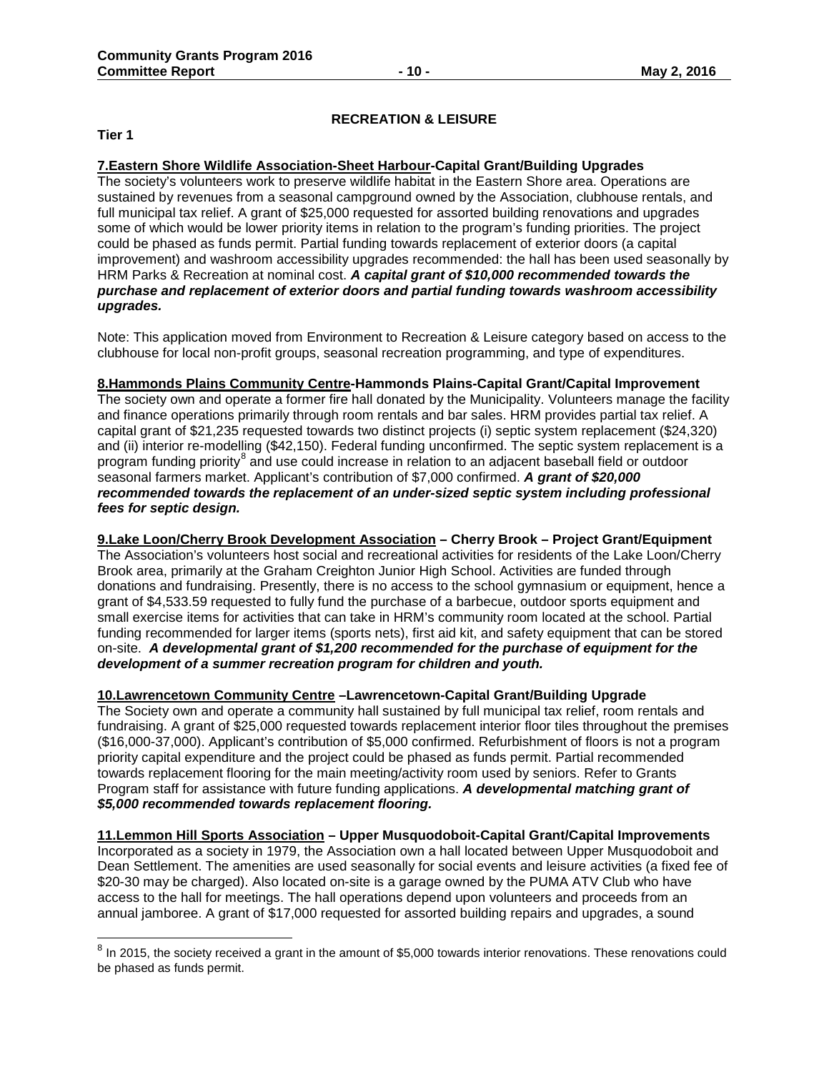## RECREATION & LEISURE

**Tier 1**

**7.Eastern Shore Wildlife Association-Sheet Harbour-Capital Grant/Building Upgrades**
The society's volunteers work to preserve wildlife habitat in the Eastern Shore area. Operations are sustained by revenues from a seasonal campground owned by the Association, clubhouse rentals, and full municipal tax relief. A grant of $25,000 requested for assorted building renovations and upgrades some of which would be lower priority items in relation to the program's funding priorities. The project could be phased as funds permit. Partial funding towards replacement of exterior doors (a capital improvement) and washroom accessibility upgrades recommended: the hall has been used seasonally by HRM Parks & Recreation at nominal cost. ***A capital grant of $10,000 recommended towards the purchase and replacement of exterior doors and partial funding towards washroom accessibility upgrades.***

Note: This application moved from Environment to Recreation & Leisure category based on access to the clubhouse for local non-profit groups, seasonal recreation programming, and type of expenditures.

**8.Hammonds Plains Community Centre-Hammonds Plains-Capital Grant/Capital Improvement**
The society own and operate a former fire hall donated by the Municipality. Volunteers manage the facility and finance operations primarily through room rentals and bar sales. HRM provides partial tax relief. A capital grant of $21,235 requested towards two distinct projects (i) septic system replacement ($24,320) and (ii) interior re-modelling ($42,150). Federal funding unconfirmed. The septic system replacement is a program funding priority[8] and use could increase in relation to an adjacent baseball field or outdoor seasonal farmers market. Applicant's contribution of $7,000 confirmed. ***A grant of $20,000 recommended towards the replacement of an under-sized septic system including professional fees for septic design.***

**9.Lake Loon/Cherry Brook Development Association – Cherry Brook – Project Grant/Equipment**
The Association's volunteers host social and recreational activities for residents of the Lake Loon/Cherry Brook area, primarily at the Graham Creighton Junior High School. Activities are funded through donations and fundraising. Presently, there is no access to the school gymnasium or equipment, hence a grant of $4,533.59 requested to fully fund the purchase of a barbecue, outdoor sports equipment and small exercise items for activities that can take in HRM's community room located at the school. Partial funding recommended for larger items (sports nets), first aid kit, and safety equipment that can be stored on-site. ***A developmental grant of $1,200 recommended for the purchase of equipment for the development of a summer recreation program for children and youth.***

**10.Lawrencetown Community Centre –Lawrencetown-Capital Grant/Building Upgrade**
The Society own and operate a community hall sustained by full municipal tax relief, room rentals and fundraising. A grant of $25,000 requested towards replacement interior floor tiles throughout the premises ($16,000-37,000). Applicant's contribution of $5,000 confirmed. Refurbishment of floors is not a program priority capital expenditure and the project could be phased as funds permit. Partial recommended towards replacement flooring for the main meeting/activity room used by seniors. Refer to Grants Program staff for assistance with future funding applications. ***A developmental matching grant of $5,000 recommended towards replacement flooring.***

**11.Lemmon Hill Sports Association – Upper Musquodoboit-Capital Grant/Capital Improvements**
Incorporated as a society in 1979, the Association own a hall located between Upper Musquodoboit and Dean Settlement. The amenities are used seasonally for social events and leisure activities (a fixed fee of $20-30 may be charged). Also located on-site is a garage owned by the PUMA ATV Club who have access to the hall for meetings. The hall operations depend upon volunteers and proceeds from an annual jamboree. A grant of $17,000 requested for assorted building repairs and upgrades, a sound

[8] In 2015, the society received a grant in the amount of $5,000 towards interior renovations. These renovations could be phased as funds permit.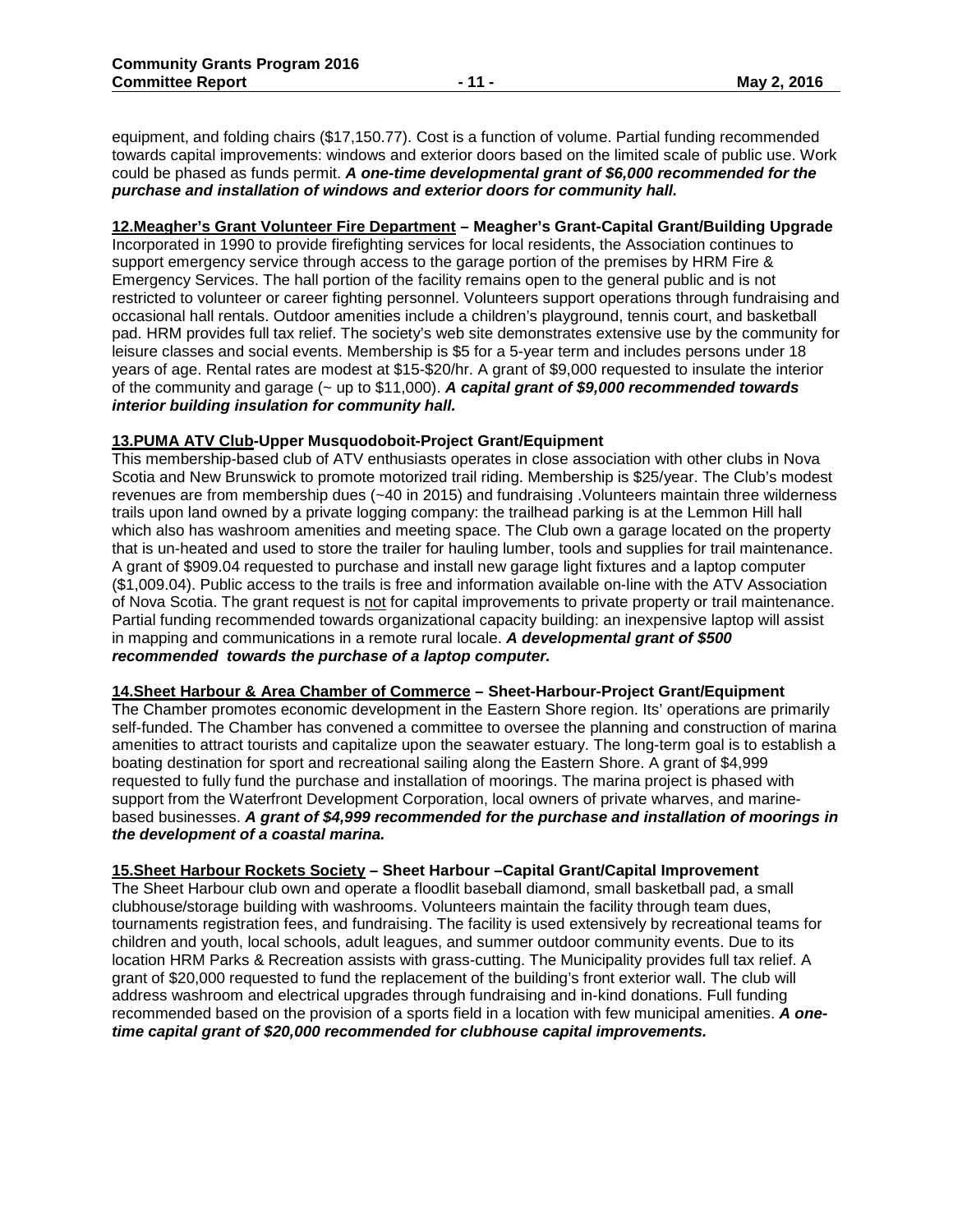equipment, and folding chairs ($17,150.77). Cost is a function of volume. Partial funding recommended towards capital improvements: windows and exterior doors based on the limited scale of public use. Work could be phased as funds permit. ***A one-time developmental grant of $6,000 recommended for the purchase and installation of windows and exterior doors for community hall.***

**12.Meagher's Grant Volunteer Fire Department – Meagher's Grant-Capital Grant/Building Upgrade**
Incorporated in 1990 to provide firefighting services for local residents, the Association continues to support emergency service through access to the garage portion of the premises by HRM Fire & Emergency Services. The hall portion of the facility remains open to the general public and is not restricted to volunteer or career fighting personnel. Volunteers support operations through fundraising and occasional hall rentals. Outdoor amenities include a children's playground, tennis court, and basketball pad. HRM provides full tax relief. The society's web site demonstrates extensive use by the community for leisure classes and social events. Membership is $5 for a 5-year term and includes persons under 18 years of age. Rental rates are modest at $15-$20/hr. A grant of $9,000 requested to insulate the interior of the community and garage (~ up to $11,000). ***A capital grant of $9,000 recommended towards interior building insulation for community hall.***

**13.PUMA ATV Club-Upper Musquodoboit-Project Grant/Equipment**
This membership-based club of ATV enthusiasts operates in close association with other clubs in Nova Scotia and New Brunswick to promote motorized trail riding. Membership is $25/year. The Club's modest revenues are from membership dues (~40 in 2015) and fundraising .Volunteers maintain three wilderness trails upon land owned by a private logging company: the trailhead parking is at the Lemmon Hill hall which also has washroom amenities and meeting space. The Club own a garage located on the property that is un-heated and used to store the trailer for hauling lumber, tools and supplies for trail maintenance. A grant of $909.04 requested to purchase and install new garage light fixtures and a laptop computer ($1,009.04). Public access to the trails is free and information available on-line with the ATV Association of Nova Scotia. The grant request is not for capital improvements to private property or trail maintenance. Partial funding recommended towards organizational capacity building: an inexpensive laptop will assist in mapping and communications in a remote rural locale. ***A developmental grant of $500 recommended towards the purchase of a laptop computer.***

**14.Sheet Harbour & Area Chamber of Commerce – Sheet-Harbour-Project Grant/Equipment**
The Chamber promotes economic development in the Eastern Shore region. Its' operations are primarily self-funded. The Chamber has convened a committee to oversee the planning and construction of marina amenities to attract tourists and capitalize upon the seawater estuary. The long-term goal is to establish a boating destination for sport and recreational sailing along the Eastern Shore. A grant of $4,999 requested to fully fund the purchase and installation of moorings. The marina project is phased with support from the Waterfront Development Corporation, local owners of private wharves, and marine-based businesses. ***A grant of $4,999 recommended for the purchase and installation of moorings in the development of a coastal marina.***

**15.Sheet Harbour Rockets Society – Sheet Harbour –Capital Grant/Capital Improvement**
The Sheet Harbour club own and operate a floodlit baseball diamond, small basketball pad, a small clubhouse/storage building with washrooms. Volunteers maintain the facility through team dues, tournaments registration fees, and fundraising. The facility is used extensively by recreational teams for children and youth, local schools, adult leagues, and summer outdoor community events. Due to its location HRM Parks & Recreation assists with grass-cutting. The Municipality provides full tax relief. A grant of $20,000 requested to fund the replacement of the building's front exterior wall. The club will address washroom and electrical upgrades through fundraising and in-kind donations. Full funding recommended based on the provision of a sports field in a location with few municipal amenities. ***A one-time capital grant of $20,000 recommended for clubhouse capital improvements.***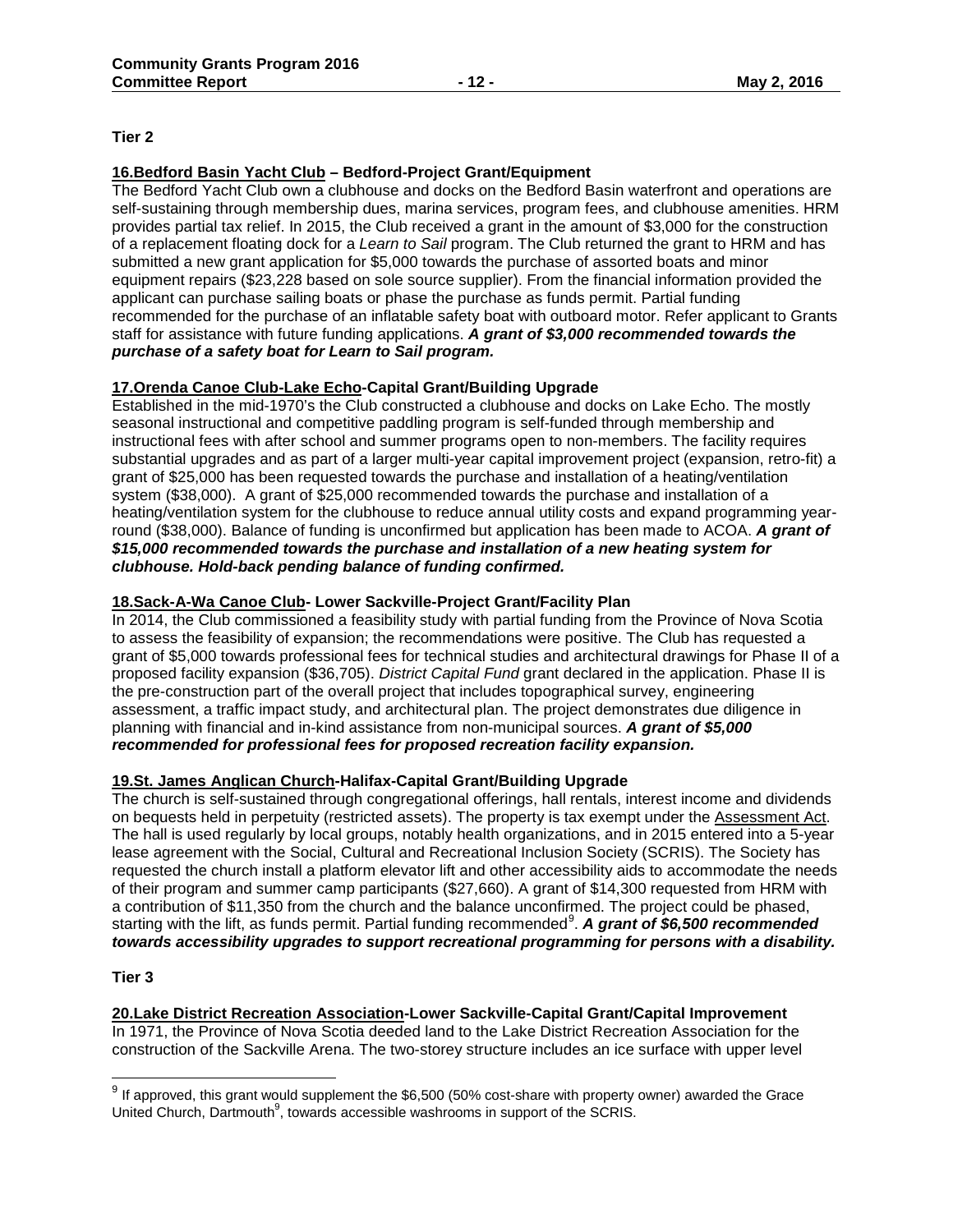**Tier 2**

**16.Bedford Basin Yacht Club – Bedford-Project Grant/Equipment**

The Bedford Yacht Club own a clubhouse and docks on the Bedford Basin waterfront and operations are self-sustaining through membership dues, marina services, program fees, and clubhouse amenities. HRM provides partial tax relief. In 2015, the Club received a grant in the amount of $3,000 for the construction of a replacement floating dock for a *Learn to Sail* program. The Club returned the grant to HRM and has submitted a new grant application for $5,000 towards the purchase of assorted boats and minor equipment repairs ($23,228 based on sole source supplier). From the financial information provided the applicant can purchase sailing boats or phase the purchase as funds permit. Partial funding recommended for the purchase of an inflatable safety boat with outboard motor. Refer applicant to Grants staff for assistance with future funding applications. ***A grant of $3,000 recommended towards the purchase of a safety boat for Learn to Sail program.***

**17.Orenda Canoe Club-Lake Echo-Capital Grant/Building Upgrade**

Established in the mid-1970's the Club constructed a clubhouse and docks on Lake Echo. The mostly seasonal instructional and competitive paddling program is self-funded through membership and instructional fees with after school and summer programs open to non-members. The facility requires substantial upgrades and as part of a larger multi-year capital improvement project (expansion, retro-fit) a grant of $25,000 has been requested towards the purchase and installation of a heating/ventilation system ($38,000). A grant of $25,000 recommended towards the purchase and installation of a heating/ventilation system for the clubhouse to reduce annual utility costs and expand programming year-round ($38,000). Balance of funding is unconfirmed but application has been made to ACOA. ***A grant of $15,000 recommended towards the purchase and installation of a new heating system for clubhouse. Hold-back pending balance of funding confirmed.***

**18.Sack-A-Wa Canoe Club- Lower Sackville-Project Grant/Facility Plan**

In 2014, the Club commissioned a feasibility study with partial funding from the Province of Nova Scotia to assess the feasibility of expansion; the recommendations were positive. The Club has requested a grant of $5,000 towards professional fees for technical studies and architectural drawings for Phase II of a proposed facility expansion ($36,705). *District Capital Fund* grant declared in the application. Phase II is the pre-construction part of the overall project that includes topographical survey, engineering assessment, a traffic impact study, and architectural plan. The project demonstrates due diligence in planning with financial and in-kind assistance from non-municipal sources. ***A grant of $5,000 recommended for professional fees for proposed recreation facility expansion.***

**19.St. James Anglican Church-Halifax-Capital Grant/Building Upgrade**

The church is self-sustained through congregational offerings, hall rentals, interest income and dividends on bequests held in perpetuity (restricted assets). The property is tax exempt under the Assessment Act. The hall is used regularly by local groups, notably health organizations, and in 2015 entered into a 5-year lease agreement with the Social, Cultural and Recreational Inclusion Society (SCRIS). The Society has requested the church install a platform elevator lift and other accessibility aids to accommodate the needs of their program and summer camp participants ($27,660). A grant of $14,300 requested from HRM with a contribution of $11,350 from the church and the balance unconfirmed. The project could be phased, starting with the lift, as funds permit. Partial funding recommended[9]. ***A grant of $6,500 recommended towards accessibility upgrades to support recreational programming for persons with a disability.***

**Tier 3**

**20.Lake District Recreation Association-Lower Sackville-Capital Grant/Capital Improvement**

In 1971, the Province of Nova Scotia deeded land to the Lake District Recreation Association for the construction of the Sackville Arena. The two-storey structure includes an ice surface with upper level

[9] If approved, this grant would supplement the $6,500 (50% cost-share with property owner) awarded the Grace United Church, Dartmouth[9], towards accessible washrooms in support of the SCRIS.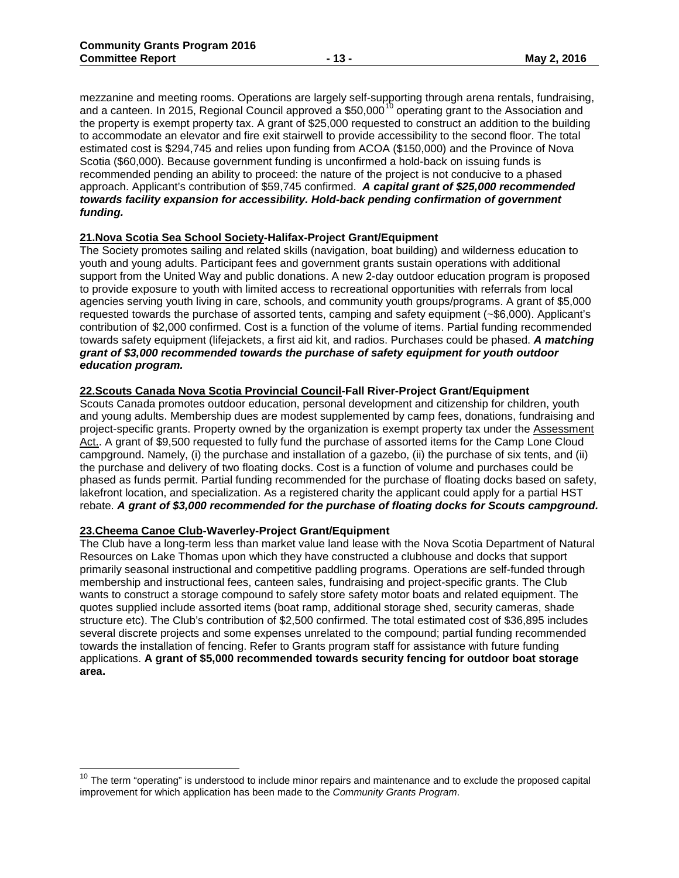mezzanine and meeting rooms. Operations are largely self-supporting through arena rentals, fundraising, and a canteen. In 2015, Regional Council approved a $50,000[10] operating grant to the Association and the property is exempt property tax. A grant of $25,000 requested to construct an addition to the building to accommodate an elevator and fire exit stairwell to provide accessibility to the second floor. The total estimated cost is $294,745 and relies upon funding from ACOA ($150,000) and the Province of Nova Scotia ($60,000). Because government funding is unconfirmed a hold-back on issuing funds is recommended pending an ability to proceed: the nature of the project is not conducive to a phased approach. Applicant's contribution of $59,745 confirmed. ***A capital grant of $25,000 recommended towards facility expansion for accessibility. Hold-back pending confirmation of government funding.***

**21.Nova Scotia Sea School Society-Halifax-Project Grant/Equipment**

The Society promotes sailing and related skills (navigation, boat building) and wilderness education to youth and young adults. Participant fees and government grants sustain operations with additional support from the United Way and public donations. A new 2-day outdoor education program is proposed to provide exposure to youth with limited access to recreational opportunities with referrals from local agencies serving youth living in care, schools, and community youth groups/programs. A grant of $5,000 requested towards the purchase of assorted tents, camping and safety equipment (~$6,000). Applicant's contribution of $2,000 confirmed. Cost is a function of the volume of items. Partial funding recommended towards safety equipment (lifejackets, a first aid kit, and radios. Purchases could be phased. ***A matching grant of $3,000 recommended towards the purchase of safety equipment for youth outdoor education program.***

**22.Scouts Canada Nova Scotia Provincial Council-Fall River-Project Grant/Equipment**

Scouts Canada promotes outdoor education, personal development and citizenship for children, youth and young adults. Membership dues are modest supplemented by camp fees, donations, fundraising and project-specific grants. Property owned by the organization is exempt property tax under the Assessment Act.. A grant of $9,500 requested to fully fund the purchase of assorted items for the Camp Lone Cloud campground. Namely, (i) the purchase and installation of a gazebo, (ii) the purchase of six tents, and (ii) the purchase and delivery of two floating docks. Cost is a function of volume and purchases could be phased as funds permit. Partial funding recommended for the purchase of floating docks based on safety, lakefront location, and specialization. As a registered charity the applicant could apply for a partial HST rebate. ***A grant of $3,000 recommended for the purchase of floating docks for Scouts campground.***

**23.Cheema Canoe Club-Waverley-Project Grant/Equipment**

The Club have a long-term less than market value land lease with the Nova Scotia Department of Natural Resources on Lake Thomas upon which they have constructed a clubhouse and docks that support primarily seasonal instructional and competitive paddling programs. Operations are self-funded through membership and instructional fees, canteen sales, fundraising and project-specific grants. The Club wants to construct a storage compound to safely store safety motor boats and related equipment. The quotes supplied include assorted items (boat ramp, additional storage shed, security cameras, shade structure etc). The Club's contribution of $2,500 confirmed. The total estimated cost of $36,895 includes several discrete projects and some expenses unrelated to the compound; partial funding recommended towards the installation of fencing. Refer to Grants program staff for assistance with future funding applications. **A grant of $5,000 recommended towards security fencing for outdoor boat storage area.**

---

[10] The term "operating" is understood to include minor repairs and maintenance and to exclude the proposed capital improvement for which application has been made to the *Community Grants Program*.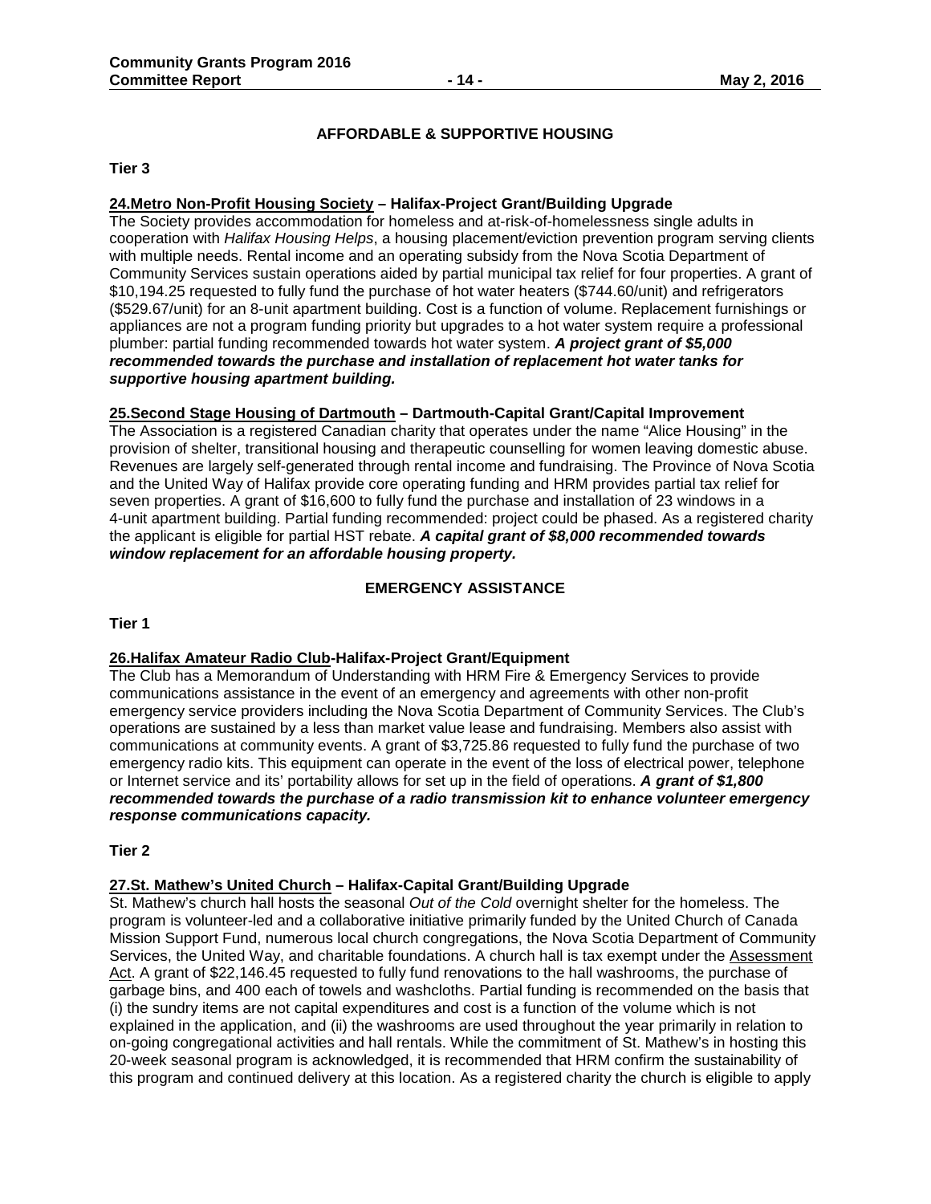## AFFORDABLE & SUPPORTIVE HOUSING

**Tier 3**

**<u>24.Metro Non-Profit Housing Society</u> – Halifax-Project Grant/Building Upgrade**

The Society provides accommodation for homeless and at-risk-of-homelessness single adults in cooperation with *Halifax Housing Helps*, a housing placement/eviction prevention program serving clients with multiple needs. Rental income and an operating subsidy from the Nova Scotia Department of Community Services sustain operations aided by partial municipal tax relief for four properties. A grant of $10,194.25 requested to fully fund the purchase of hot water heaters ($744.60/unit) and refrigerators ($529.67/unit) for an 8-unit apartment building. Cost is a function of volume. Replacement furnishings or appliances are not a program funding priority but upgrades to a hot water system require a professional plumber: partial funding recommended towards hot water system. ***A project grant of $5,000 recommended towards the purchase and installation of replacement hot water tanks for supportive housing apartment building.***

**<u>25.Second Stage Housing of Dartmouth</u> – Dartmouth-Capital Grant/Capital Improvement**

The Association is a registered Canadian charity that operates under the name "Alice Housing" in the provision of shelter, transitional housing and therapeutic counselling for women leaving domestic abuse. Revenues are largely self-generated through rental income and fundraising. The Province of Nova Scotia and the United Way of Halifax provide core operating funding and HRM provides partial tax relief for seven properties. A grant of $16,600 to fully fund the purchase and installation of 23 windows in a 4-unit apartment building. Partial funding recommended: project could be phased. As a registered charity the applicant is eligible for partial HST rebate. ***A capital grant of $8,000 recommended towards window replacement for an affordable housing property.***

## EMERGENCY ASSISTANCE

**Tier 1**

**<u>26.Halifax Amateur Radio Club</u>-Halifax-Project Grant/Equipment**

The Club has a Memorandum of Understanding with HRM Fire & Emergency Services to provide communications assistance in the event of an emergency and agreements with other non-profit emergency service providers including the Nova Scotia Department of Community Services. The Club's operations are sustained by a less than market value lease and fundraising. Members also assist with communications at community events. A grant of $3,725.86 requested to fully fund the purchase of two emergency radio kits. This equipment can operate in the event of the loss of electrical power, telephone or Internet service and its' portability allows for set up in the field of operations. ***A grant of $1,800 recommended towards the purchase of a radio transmission kit to enhance volunteer emergency response communications capacity.***

**Tier 2**

**<u>27.St. Mathew's United Church</u> – Halifax-Capital Grant/Building Upgrade**

St. Mathew's church hall hosts the seasonal *Out of the Cold* overnight shelter for the homeless. The program is volunteer-led and a collaborative initiative primarily funded by the United Church of Canada Mission Support Fund, numerous local church congregations, the Nova Scotia Department of Community Services, the United Way, and charitable foundations. A church hall is tax exempt under the <u>Assessment Act</u>. A grant of $22,146.45 requested to fully fund renovations to the hall washrooms, the purchase of garbage bins, and 400 each of towels and washcloths. Partial funding is recommended on the basis that (i) the sundry items are not capital expenditures and cost is a function of the volume which is not explained in the application, and (ii) the washrooms are used throughout the year primarily in relation to on-going congregational activities and hall rentals. While the commitment of St. Mathew's in hosting this 20-week seasonal program is acknowledged, it is recommended that HRM confirm the sustainability of this program and continued delivery at this location. As a registered charity the church is eligible to apply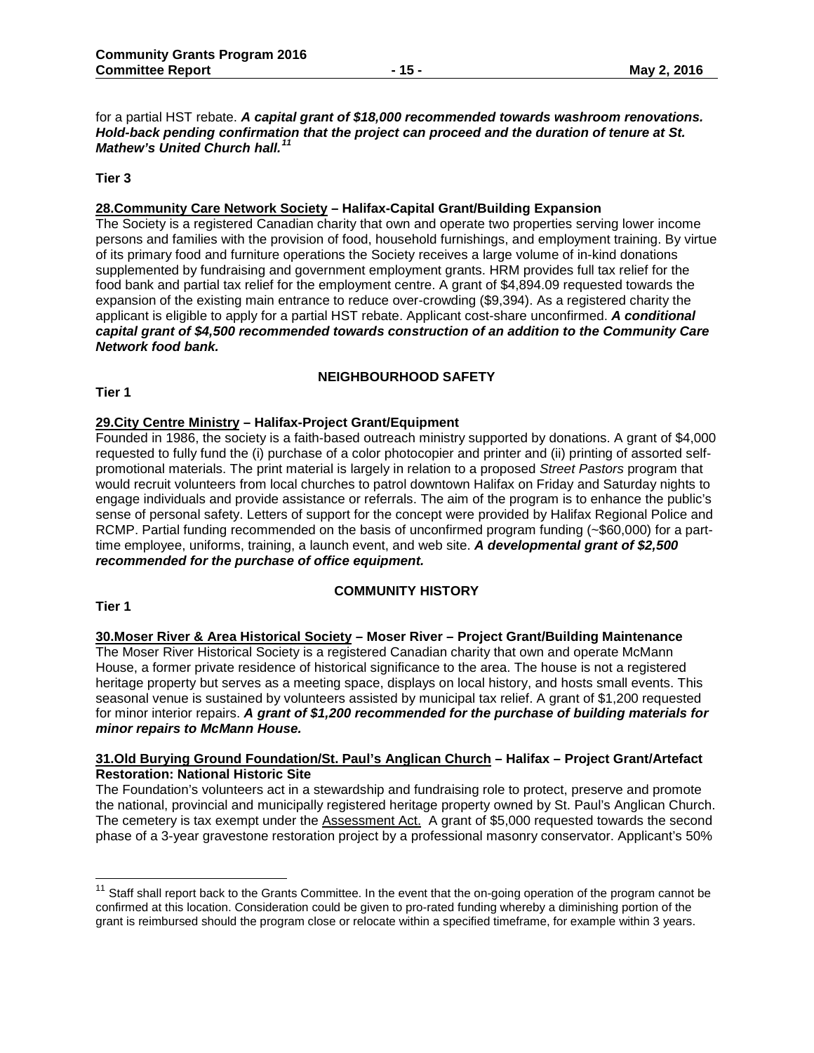for a partial HST rebate. ***A capital grant of $18,000 recommended towards washroom renovations. Hold-back pending confirmation that the project can proceed and the duration of tenure at St. Mathew's United Church hall.***[11]

**Tier 3**

**28.Community Care Network Society – Halifax-Capital Grant/Building Expansion**

The Society is a registered Canadian charity that own and operate two properties serving lower income persons and families with the provision of food, household furnishings, and employment training. By virtue of its primary food and furniture operations the Society receives a large volume of in-kind donations supplemented by fundraising and government employment grants. HRM provides full tax relief for the food bank and partial tax relief for the employment centre. A grant of $4,894.09 requested towards the expansion of the existing main entrance to reduce over-crowding ($9,394). As a registered charity the applicant is eligible to apply for a partial HST rebate. Applicant cost-share unconfirmed. ***A conditional capital grant of $4,500 recommended towards construction of an addition to the Community Care Network food bank.***

## NEIGHBOURHOOD SAFETY

**Tier 1**

**29.City Centre Ministry – Halifax-Project Grant/Equipment**

Founded in 1986, the society is a faith-based outreach ministry supported by donations. A grant of $4,000 requested to fully fund the (i) purchase of a color photocopier and printer and (ii) printing of assorted self-promotional materials. The print material is largely in relation to a proposed *Street Pastors* program that would recruit volunteers from local churches to patrol downtown Halifax on Friday and Saturday nights to engage individuals and provide assistance or referrals. The aim of the program is to enhance the public's sense of personal safety. Letters of support for the concept were provided by Halifax Regional Police and RCMP. Partial funding recommended on the basis of unconfirmed program funding (~$60,000) for a part-time employee, uniforms, training, a launch event, and web site. ***A developmental grant of $2,500 recommended for the purchase of office equipment.***

## COMMUNITY HISTORY

**Tier 1**

**30.Moser River & Area Historical Society – Moser River – Project Grant/Building Maintenance**

The Moser River Historical Society is a registered Canadian charity that own and operate McMann House, a former private residence of historical significance to the area. The house is not a registered heritage property but serves as a meeting space, displays on local history, and hosts small events. This seasonal venue is sustained by volunteers assisted by municipal tax relief. A grant of $1,200 requested for minor interior repairs. ***A grant of $1,200 recommended for the purchase of building materials for minor repairs to McMann House.***

**31.Old Burying Ground Foundation/St. Paul's Anglican Church – Halifax – Project Grant/Artefact Restoration: National Historic Site**

The Foundation's volunteers act in a stewardship and fundraising role to protect, preserve and promote the national, provincial and municipally registered heritage property owned by St. Paul's Anglican Church. The cemetery is tax exempt under the Assessment Act. A grant of $5,000 requested towards the second phase of a 3-year gravestone restoration project by a professional masonry conservator. Applicant's 50%

---

[11] Staff shall report back to the Grants Committee. In the event that the on-going operation of the program cannot be confirmed at this location. Consideration could be given to pro-rated funding whereby a diminishing portion of the grant is reimbursed should the program close or relocate within a specified timeframe, for example within 3 years.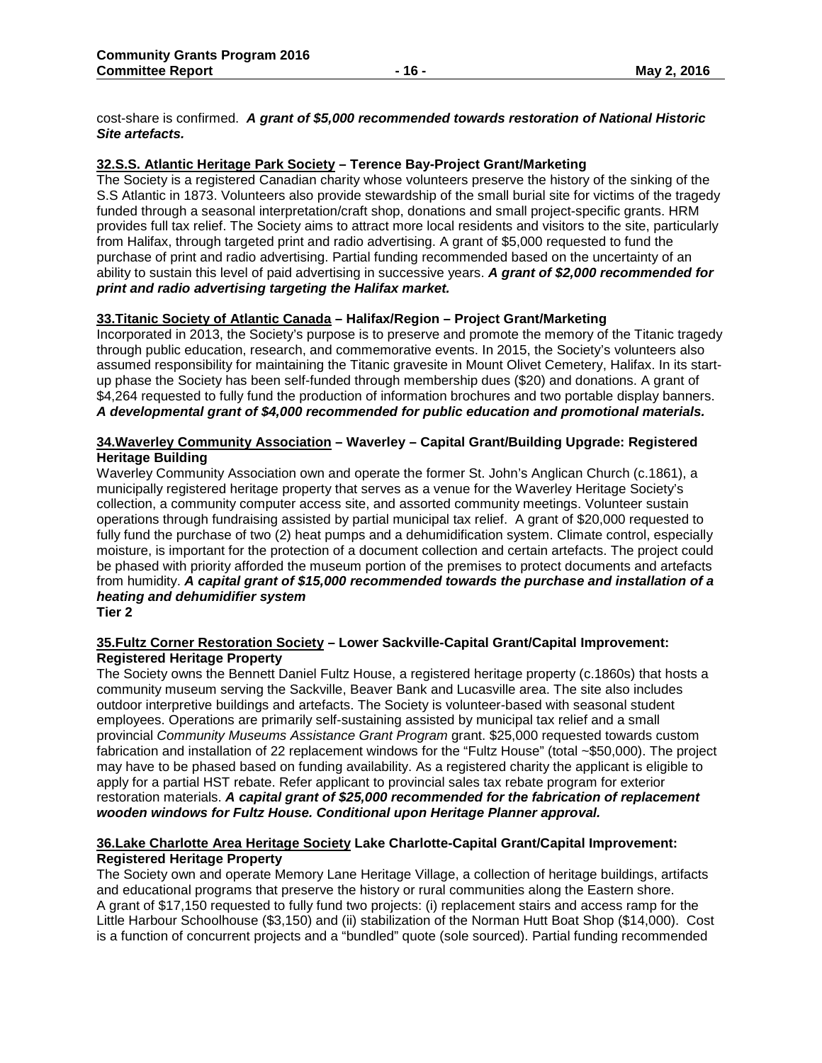cost-share is confirmed. ***A grant of $5,000 recommended towards restoration of National Historic Site artefacts.***

**32.S.S. Atlantic Heritage Park Society – Terence Bay-Project Grant/Marketing**

The Society is a registered Canadian charity whose volunteers preserve the history of the sinking of the S.S Atlantic in 1873. Volunteers also provide stewardship of the small burial site for victims of the tragedy funded through a seasonal interpretation/craft shop, donations and small project-specific grants. HRM provides full tax relief. The Society aims to attract more local residents and visitors to the site, particularly from Halifax, through targeted print and radio advertising. A grant of $5,000 requested to fund the purchase of print and radio advertising. Partial funding recommended based on the uncertainty of an ability to sustain this level of paid advertising in successive years. ***A grant of $2,000 recommended for print and radio advertising targeting the Halifax market.***

**33.Titanic Society of Atlantic Canada – Halifax/Region – Project Grant/Marketing**

Incorporated in 2013, the Society's purpose is to preserve and promote the memory of the Titanic tragedy through public education, research, and commemorative events. In 2015, the Society's volunteers also assumed responsibility for maintaining the Titanic gravesite in Mount Olivet Cemetery, Halifax. In its start-up phase the Society has been self-funded through membership dues ($20) and donations. A grant of $4,264 requested to fully fund the production of information brochures and two portable display banners. ***A developmental grant of $4,000 recommended for public education and promotional materials.***

**34.Waverley Community Association – Waverley – Capital Grant/Building Upgrade: Registered Heritage Building**

Waverley Community Association own and operate the former St. John's Anglican Church (c.1861), a municipally registered heritage property that serves as a venue for the Waverley Heritage Society's collection, a community computer access site, and assorted community meetings. Volunteer sustain operations through fundraising assisted by partial municipal tax relief. A grant of $20,000 requested to fully fund the purchase of two (2) heat pumps and a dehumidification system. Climate control, especially moisture, is important for the protection of a document collection and certain artefacts. The project could be phased with priority afforded the museum portion of the premises to protect documents and artefacts from humidity. ***A capital grant of $15,000 recommended towards the purchase and installation of a heating and dehumidifier system***

**Tier 2**

**35.Fultz Corner Restoration Society – Lower Sackville-Capital Grant/Capital Improvement: Registered Heritage Property**

The Society owns the Bennett Daniel Fultz House, a registered heritage property (c.1860s) that hosts a community museum serving the Sackville, Beaver Bank and Lucasville area. The site also includes outdoor interpretive buildings and artefacts. The Society is volunteer-based with seasonal student employees. Operations are primarily self-sustaining assisted by municipal tax relief and a small provincial *Community Museums Assistance Grant Program* grant. $25,000 requested towards custom fabrication and installation of 22 replacement windows for the "Fultz House" (total ~$50,000). The project may have to be phased based on funding availability. As a registered charity the applicant is eligible to apply for a partial HST rebate. Refer applicant to provincial sales tax rebate program for exterior restoration materials. ***A capital grant of $25,000 recommended for the fabrication of replacement wooden windows for Fultz House. Conditional upon Heritage Planner approval.***

**36.Lake Charlotte Area Heritage Society Lake Charlotte-Capital Grant/Capital Improvement: Registered Heritage Property**

The Society own and operate Memory Lane Heritage Village, a collection of heritage buildings, artifacts and educational programs that preserve the history or rural communities along the Eastern shore. A grant of $17,150 requested to fully fund two projects: (i) replacement stairs and access ramp for the Little Harbour Schoolhouse ($3,150) and (ii) stabilization of the Norman Hutt Boat Shop ($14,000). Cost is a function of concurrent projects and a "bundled" quote (sole sourced). Partial funding recommended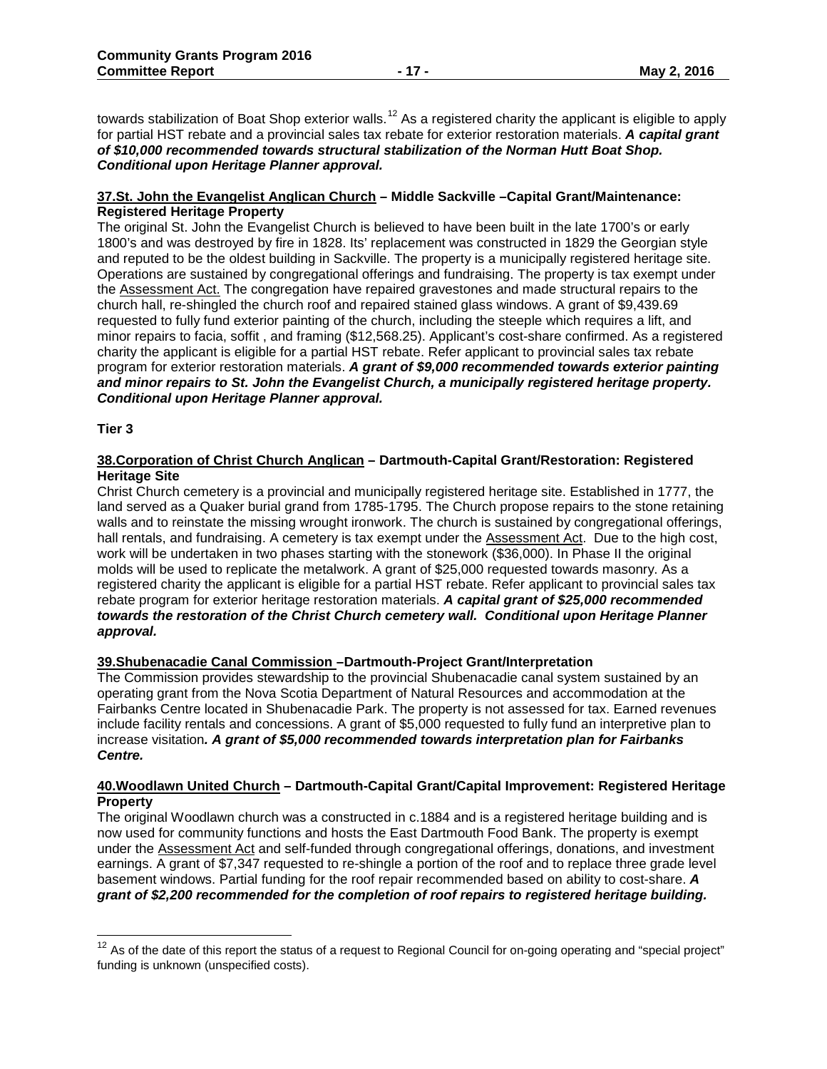towards stabilization of Boat Shop exterior walls.[12] As a registered charity the applicant is eligible to apply for partial HST rebate and a provincial sales tax rebate for exterior restoration materials. ***A capital grant of $10,000 recommended towards structural stabilization of the Norman Hutt Boat Shop. Conditional upon Heritage Planner approval.***

**37.<u>St. John the Evangelist Anglican Church</u> – Middle Sackville –Capital Grant/Maintenance: Registered Heritage Property**

The original St. John the Evangelist Church is believed to have been built in the late 1700's or early 1800's and was destroyed by fire in 1828. Its' replacement was constructed in 1829 the Georgian style and reputed to be the oldest building in Sackville. The property is a municipally registered heritage site. Operations are sustained by congregational offerings and fundraising. The property is tax exempt under the <u>Assessment Act.</u> The congregation have repaired gravestones and made structural repairs to the church hall, re-shingled the church roof and repaired stained glass windows. A grant of $9,439.69 requested to fully fund exterior painting of the church, including the steeple which requires a lift, and minor repairs to facia, soffit , and framing ($12,568.25). Applicant's cost-share confirmed. As a registered charity the applicant is eligible for a partial HST rebate. Refer applicant to provincial sales tax rebate program for exterior restoration materials. ***A grant of $9,000 recommended towards exterior painting and minor repairs to St. John the Evangelist Church, a municipally registered heritage property. Conditional upon Heritage Planner approval.***

**Tier 3**

**38.<u>Corporation of Christ Church Anglican</u> – Dartmouth-Capital Grant/Restoration: Registered Heritage Site**

Christ Church cemetery is a provincial and municipally registered heritage site. Established in 1777, the land served as a Quaker burial grand from 1785-1795. The Church propose repairs to the stone retaining walls and to reinstate the missing wrought ironwork. The church is sustained by congregational offerings, hall rentals, and fundraising. A cemetery is tax exempt under the <u>Assessment Act</u>. Due to the high cost, work will be undertaken in two phases starting with the stonework ($36,000). In Phase II the original molds will be used to replicate the metalwork. A grant of $25,000 requested towards masonry. As a registered charity the applicant is eligible for a partial HST rebate. Refer applicant to provincial sales tax rebate program for exterior heritage restoration materials. ***A capital grant of $25,000 recommended towards the restoration of the Christ Church cemetery wall. Conditional upon Heritage Planner approval.***

**39.<u>Shubenacadie Canal Commission</u> –Dartmouth-Project Grant/Interpretation**

The Commission provides stewardship to the provincial Shubenacadie canal system sustained by an operating grant from the Nova Scotia Department of Natural Resources and accommodation at the Fairbanks Centre located in Shubenacadie Park. The property is not assessed for tax. Earned revenues include facility rentals and concessions. A grant of $5,000 requested to fully fund an interpretive plan to increase visitation***. A grant of $5,000 recommended towards interpretation plan for Fairbanks Centre.***

**40.<u>Woodlawn United Church</u> – Dartmouth-Capital Grant/Capital Improvement: Registered Heritage Property**

The original Woodlawn church was a constructed in c.1884 and is a registered heritage building and is now used for community functions and hosts the East Dartmouth Food Bank. The property is exempt under the <u>Assessment Act</u> and self-funded through congregational offerings, donations, and investment earnings. A grant of $7,347 requested to re-shingle a portion of the roof and to replace three grade level basement windows. Partial funding for the roof repair recommended based on ability to cost-share. ***A grant of $2,200 recommended for the completion of roof repairs to registered heritage building.***

---

[12] As of the date of this report the status of a request to Regional Council for on-going operating and "special project" funding is unknown (unspecified costs).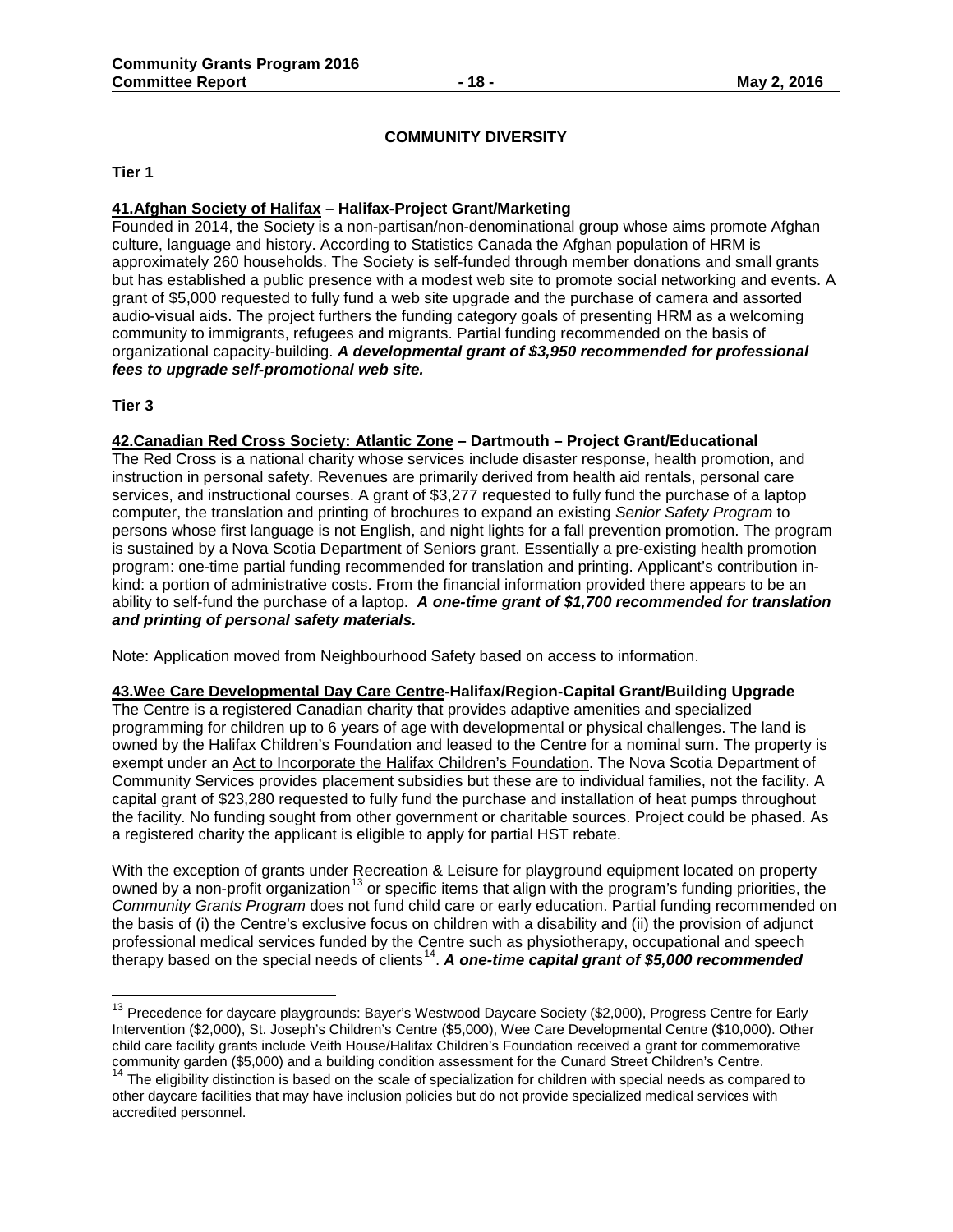## COMMUNITY DIVERSITY

**Tier 1**

**41.Afghan Society of Halifax – Halifax-Project Grant/Marketing**

Founded in 2014, the Society is a non-partisan/non-denominational group whose aims promote Afghan culture, language and history. According to Statistics Canada the Afghan population of HRM is approximately 260 households. The Society is self-funded through member donations and small grants but has established a public presence with a modest web site to promote social networking and events. A grant of $5,000 requested to fully fund a web site upgrade and the purchase of camera and assorted audio-visual aids. The project furthers the funding category goals of presenting HRM as a welcoming community to immigrants, refugees and migrants. Partial funding recommended on the basis of organizational capacity-building. ***A developmental grant of $3,950 recommended for professional fees to upgrade self-promotional web site.***

**Tier 3**

**42.Canadian Red Cross Society: Atlantic Zone – Dartmouth – Project Grant/Educational**

The Red Cross is a national charity whose services include disaster response, health promotion, and instruction in personal safety. Revenues are primarily derived from health aid rentals, personal care services, and instructional courses. A grant of $3,277 requested to fully fund the purchase of a laptop computer, the translation and printing of brochures to expand an existing *Senior Safety Program* to persons whose first language is not English, and night lights for a fall prevention promotion. The program is sustained by a Nova Scotia Department of Seniors grant. Essentially a pre-existing health promotion program: one-time partial funding recommended for translation and printing. Applicant's contribution in-kind: a portion of administrative costs. From the financial information provided there appears to be an ability to self-fund the purchase of a laptop. ***A one-time grant of $1,700 recommended for translation and printing of personal safety materials.***

Note: Application moved from Neighbourhood Safety based on access to information.

**43.Wee Care Developmental Day Care Centre-Halifax/Region-Capital Grant/Building Upgrade**

The Centre is a registered Canadian charity that provides adaptive amenities and specialized programming for children up to 6 years of age with developmental or physical challenges. The land is owned by the Halifax Children's Foundation and leased to the Centre for a nominal sum. The property is exempt under an Act to Incorporate the Halifax Children's Foundation. The Nova Scotia Department of Community Services provides placement subsidies but these are to individual families, not the facility. A capital grant of $23,280 requested to fully fund the purchase and installation of heat pumps throughout the facility. No funding sought from other government or charitable sources. Project could be phased. As a registered charity the applicant is eligible to apply for partial HST rebate.

With the exception of grants under Recreation & Leisure for playground equipment located on property owned by a non-profit organization[13] or specific items that align with the program's funding priorities, the *Community Grants Program* does not fund child care or early education. Partial funding recommended on the basis of (i) the Centre's exclusive focus on children with a disability and (ii) the provision of adjunct professional medical services funded by the Centre such as physiotherapy, occupational and speech therapy based on the special needs of clients[14]. ***A one-time capital grant of $5,000 recommended***

---

[13] Precedence for daycare playgrounds: Bayer's Westwood Daycare Society ($2,000), Progress Centre for Early Intervention ($2,000), St. Joseph's Children's Centre ($5,000), Wee Care Developmental Centre ($10,000). Other child care facility grants include Veith House/Halifax Children's Foundation received a grant for commemorative community garden ($5,000) and a building condition assessment for the Cunard Street Children's Centre.

[14] The eligibility distinction is based on the scale of specialization for children with special needs as compared to other daycare facilities that may have inclusion policies but do not provide specialized medical services with accredited personnel.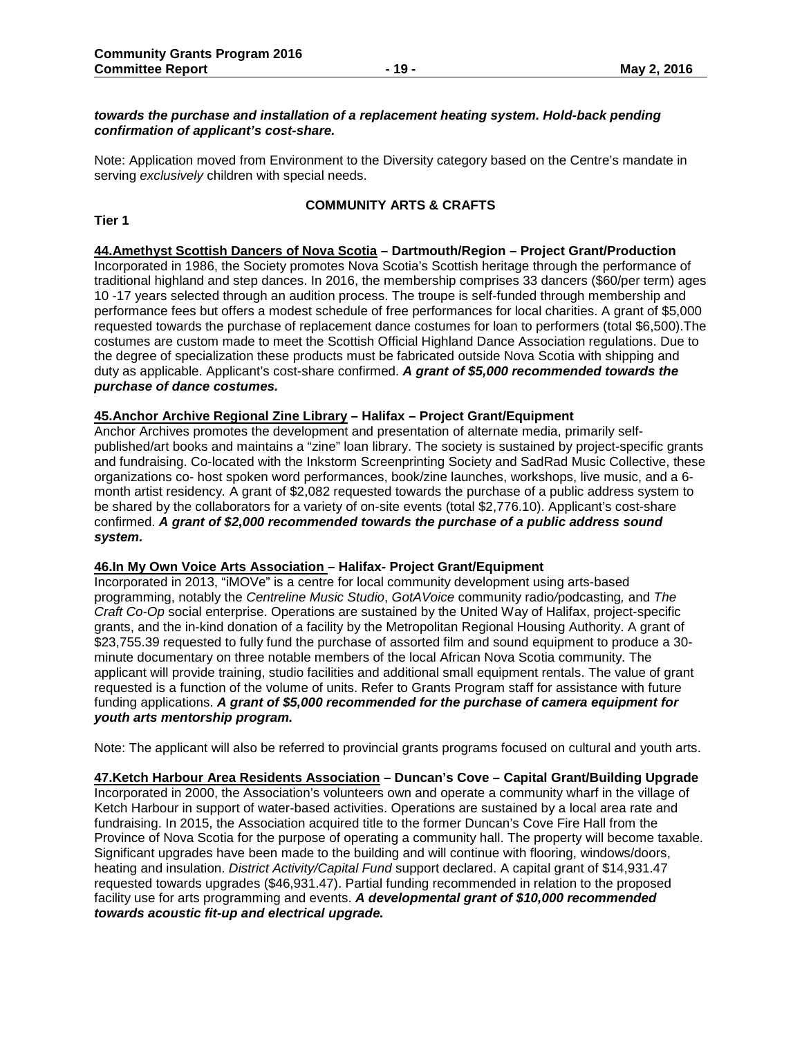***towards the purchase and installation of a replacement heating system. Hold-back pending confirmation of applicant's cost-share.***

Note: Application moved from Environment to the Diversity category based on the Centre's mandate in serving *exclusively* children with special needs.

## COMMUNITY ARTS & CRAFTS

**Tier 1**

**<u>44.Amethyst Scottish Dancers of Nova Scotia</u> – Dartmouth/Region – Project Grant/Production**
Incorporated in 1986, the Society promotes Nova Scotia's Scottish heritage through the performance of traditional highland and step dances. In 2016, the membership comprises 33 dancers ($60/per term) ages 10 -17 years selected through an audition process. The troupe is self-funded through membership and performance fees but offers a modest schedule of free performances for local charities. A grant of $5,000 requested towards the purchase of replacement dance costumes for loan to performers (total $6,500).The costumes are custom made to meet the Scottish Official Highland Dance Association regulations. Due to the degree of specialization these products must be fabricated outside Nova Scotia with shipping and duty as applicable. Applicant's cost-share confirmed. ***A grant of $5,000 recommended towards the purchase of dance costumes.***

**<u>45.Anchor Archive Regional Zine Library</u> – Halifax – Project Grant/Equipment**
Anchor Archives promotes the development and presentation of alternate media, primarily self-published/art books and maintains a "zine" loan library. The society is sustained by project-specific grants and fundraising. Co-located with the Inkstorm Screenprinting Society and SadRad Music Collective, these organizations co- host spoken word performances, book/zine launches, workshops, live music, and a 6-month artist residency. A grant of $2,082 requested towards the purchase of a public address system to be shared by the collaborators for a variety of on-site events (total $2,776.10). Applicant's cost-share confirmed. ***A grant of $2,000 recommended towards the purchase of a public address sound system.***

**<u>46.In My Own Voice Arts Association</u> – Halifax- Project Grant/Equipment**
Incorporated in 2013, "iMOVe" is a centre for local community development using arts-based programming, notably the *Centreline Music Studio*, *GotAVoice* community radio/podcasting, and *The Craft Co-Op* social enterprise. Operations are sustained by the United Way of Halifax, project-specific grants, and the in-kind donation of a facility by the Metropolitan Regional Housing Authority. A grant of $23,755.39 requested to fully fund the purchase of assorted film and sound equipment to produce a 30-minute documentary on three notable members of the local African Nova Scotia community. The applicant will provide training, studio facilities and additional small equipment rentals. The value of grant requested is a function of the volume of units. Refer to Grants Program staff for assistance with future funding applications. ***A grant of $5,000 recommended for the purchase of camera equipment for youth arts mentorship program.***

Note: The applicant will also be referred to provincial grants programs focused on cultural and youth arts.

**<u>47.Ketch Harbour Area Residents Association</u> – Duncan's Cove – Capital Grant/Building Upgrade**
Incorporated in 2000, the Association's volunteers own and operate a community wharf in the village of Ketch Harbour in support of water-based activities. Operations are sustained by a local area rate and fundraising. In 2015, the Association acquired title to the former Duncan's Cove Fire Hall from the Province of Nova Scotia for the purpose of operating a community hall. The property will become taxable. Significant upgrades have been made to the building and will continue with flooring, windows/doors, heating and insulation. *District Activity/Capital Fund* support declared. A capital grant of $14,931.47 requested towards upgrades ($46,931.47). Partial funding recommended in relation to the proposed facility use for arts programming and events. ***A developmental grant of $10,000 recommended towards acoustic fit-up and electrical upgrade.***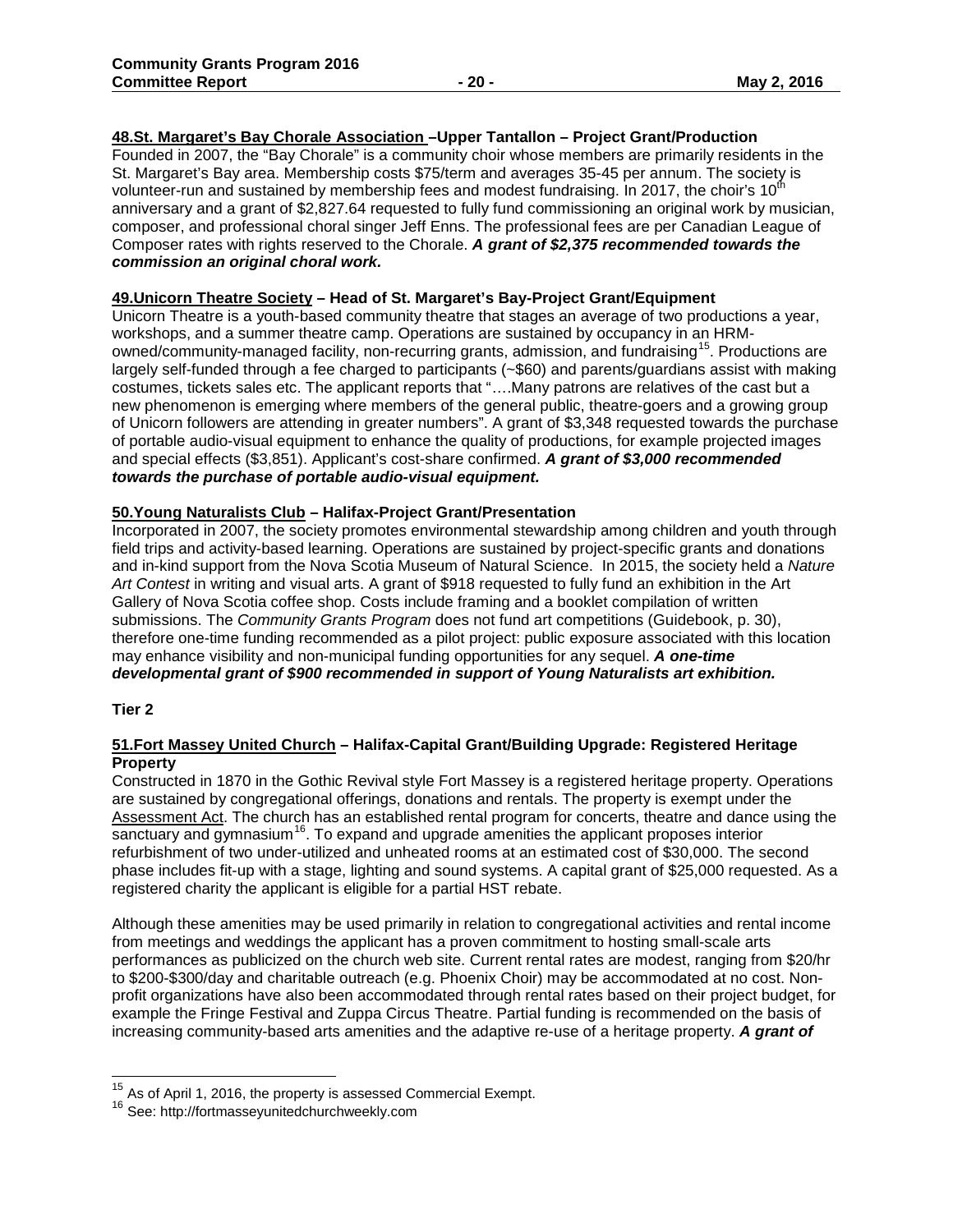**48.St. Margaret's Bay Chorale Association –Upper Tantallon – Project Grant/Production**

Founded in 2007, the "Bay Chorale" is a community choir whose members are primarily residents in the St. Margaret's Bay area. Membership costs $75/term and averages 35-45 per annum. The society is volunteer-run and sustained by membership fees and modest fundraising. In 2017, the choir's 10th anniversary and a grant of $2,827.64 requested to fully fund commissioning an original work by musician, composer, and professional choral singer Jeff Enns. The professional fees are per Canadian League of Composer rates with rights reserved to the Chorale. ***A grant of $2,375 recommended towards the commission an original choral work.***

**49.Unicorn Theatre Society – Head of St. Margaret's Bay-Project Grant/Equipment**

Unicorn Theatre is a youth-based community theatre that stages an average of two productions a year, workshops, and a summer theatre camp. Operations are sustained by occupancy in an HRM-owned/community-managed facility, non-recurring grants, admission, and fundraising[15]. Productions are largely self-funded through a fee charged to participants (~$60) and parents/guardians assist with making costumes, tickets sales etc. The applicant reports that "….Many patrons are relatives of the cast but a new phenomenon is emerging where members of the general public, theatre-goers and a growing group of Unicorn followers are attending in greater numbers". A grant of $3,348 requested towards the purchase of portable audio-visual equipment to enhance the quality of productions, for example projected images and special effects ($3,851). Applicant's cost-share confirmed. ***A grant of $3,000 recommended towards the purchase of portable audio-visual equipment.***

**50.Young Naturalists Club – Halifax-Project Grant/Presentation**

Incorporated in 2007, the society promotes environmental stewardship among children and youth through field trips and activity-based learning. Operations are sustained by project-specific grants and donations and in-kind support from the Nova Scotia Museum of Natural Science. In 2015, the society held a *Nature Art Contest* in writing and visual arts. A grant of $918 requested to fully fund an exhibition in the Art Gallery of Nova Scotia coffee shop. Costs include framing and a booklet compilation of written submissions. The *Community Grants Program* does not fund art competitions (Guidebook, p. 30), therefore one-time funding recommended as a pilot project: public exposure associated with this location may enhance visibility and non-municipal funding opportunities for any sequel. ***A one-time developmental grant of $900 recommended in support of Young Naturalists art exhibition.***

**Tier 2**

**51.Fort Massey United Church – Halifax-Capital Grant/Building Upgrade: Registered Heritage Property**

Constructed in 1870 in the Gothic Revival style Fort Massey is a registered heritage property. Operations are sustained by congregational offerings, donations and rentals. The property is exempt under the Assessment Act. The church has an established rental program for concerts, theatre and dance using the sanctuary and gymnasium[16]. To expand and upgrade amenities the applicant proposes interior refurbishment of two under-utilized and unheated rooms at an estimated cost of $30,000. The second phase includes fit-up with a stage, lighting and sound systems. A capital grant of $25,000 requested. As a registered charity the applicant is eligible for a partial HST rebate.

Although these amenities may be used primarily in relation to congregational activities and rental income from meetings and weddings the applicant has a proven commitment to hosting small-scale arts performances as publicized on the church web site. Current rental rates are modest, ranging from $20/hr to $200-$300/day and charitable outreach (e.g. Phoenix Choir) may be accommodated at no cost. Non-profit organizations have also been accommodated through rental rates based on their project budget, for example the Fringe Festival and Zuppa Circus Theatre. Partial funding is recommended on the basis of increasing community-based arts amenities and the adaptive re-use of a heritage property. ***A grant of***

---

[15] As of April 1, 2016, the property is assessed Commercial Exempt.

[16] See: http://fortmasseyunitedchurchweekly.com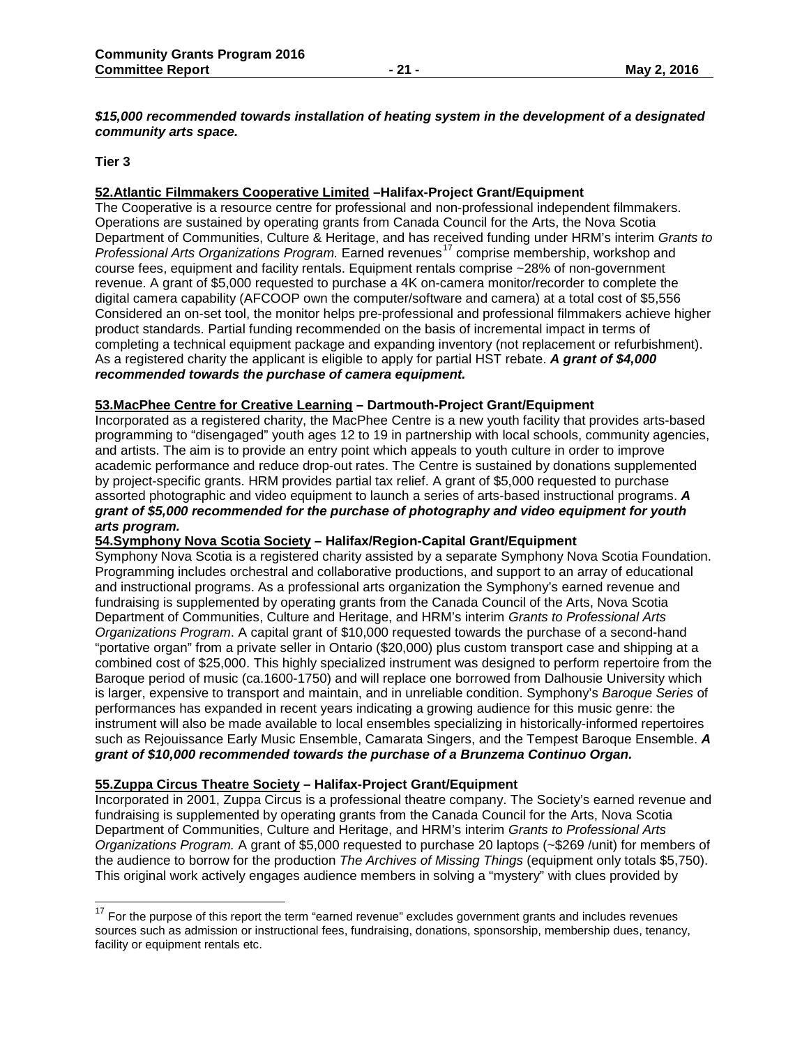***$15,000 recommended towards installation of heating system in the development of a designated community arts space.***

**Tier 3**

**52.Atlantic Filmmakers Cooperative Limited –Halifax-Project Grant/Equipment**

The Cooperative is a resource centre for professional and non-professional independent filmmakers. Operations are sustained by operating grants from Canada Council for the Arts, the Nova Scotia Department of Communities, Culture & Heritage, and has received funding under HRM's interim *Grants to Professional Arts Organizations Program.* Earned revenues[17] comprise membership, workshop and course fees, equipment and facility rentals. Equipment rentals comprise ~28% of non-government revenue. A grant of $5,000 requested to purchase a 4K on-camera monitor/recorder to complete the digital camera capability (AFCOOP own the computer/software and camera) at a total cost of $5,556 Considered an on-set tool, the monitor helps pre-professional and professional filmmakers achieve higher product standards. Partial funding recommended on the basis of incremental impact in terms of completing a technical equipment package and expanding inventory (not replacement or refurbishment). As a registered charity the applicant is eligible to apply for partial HST rebate. ***A grant of $4,000 recommended towards the purchase of camera equipment.***

**53.MacPhee Centre for Creative Learning – Dartmouth-Project Grant/Equipment**

Incorporated as a registered charity, the MacPhee Centre is a new youth facility that provides arts-based programming to "disengaged" youth ages 12 to 19 in partnership with local schools, community agencies, and artists. The aim is to provide an entry point which appeals to youth culture in order to improve academic performance and reduce drop-out rates. The Centre is sustained by donations supplemented by project-specific grants. HRM provides partial tax relief. A grant of $5,000 requested to purchase assorted photographic and video equipment to launch a series of arts-based instructional programs. ***A grant of $5,000 recommended for the purchase of photography and video equipment for youth arts program.***

**54.Symphony Nova Scotia Society – Halifax/Region-Capital Grant/Equipment**

Symphony Nova Scotia is a registered charity assisted by a separate Symphony Nova Scotia Foundation. Programming includes orchestral and collaborative productions, and support to an array of educational and instructional programs. As a professional arts organization the Symphony's earned revenue and fundraising is supplemented by operating grants from the Canada Council of the Arts, Nova Scotia Department of Communities, Culture and Heritage, and HRM's interim *Grants to Professional Arts Organizations Program*. A capital grant of $10,000 requested towards the purchase of a second-hand "portative organ" from a private seller in Ontario ($20,000) plus custom transport case and shipping at a combined cost of $25,000. This highly specialized instrument was designed to perform repertoire from the Baroque period of music (ca.1600-1750) and will replace one borrowed from Dalhousie University which is larger, expensive to transport and maintain, and in unreliable condition. Symphony's *Baroque Series* of performances has expanded in recent years indicating a growing audience for this music genre: the instrument will also be made available to local ensembles specializing in historically-informed repertoires such as Rejouissance Early Music Ensemble, Camarata Singers, and the Tempest Baroque Ensemble. ***A grant of $10,000 recommended towards the purchase of a Brunzema Continuo Organ.***

**55.Zuppa Circus Theatre Society – Halifax-Project Grant/Equipment**

Incorporated in 2001, Zuppa Circus is a professional theatre company. The Society's earned revenue and fundraising is supplemented by operating grants from the Canada Council for the Arts, Nova Scotia Department of Communities, Culture and Heritage, and HRM's interim *Grants to Professional Arts Organizations Program.* A grant of $5,000 requested to purchase 20 laptops (~$269 /unit) for members of the audience to borrow for the production *The Archives of Missing Things* (equipment only totals $5,750). This original work actively engages audience members in solving a "mystery" with clues provided by

[17] For the purpose of this report the term "earned revenue" excludes government grants and includes revenues sources such as admission or instructional fees, fundraising, donations, sponsorship, membership dues, tenancy, facility or equipment rentals etc.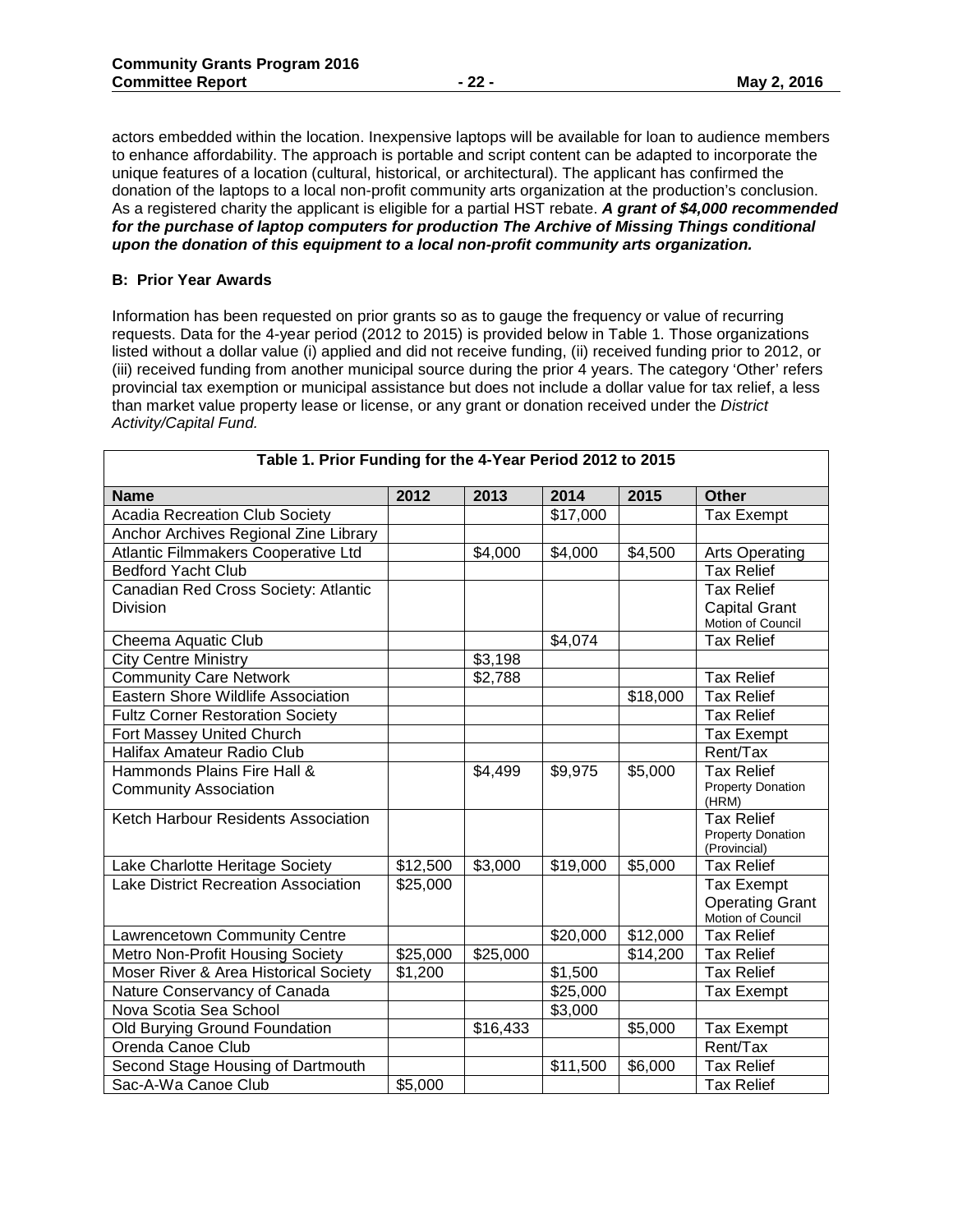actors embedded within the location. Inexpensive laptops will be available for loan to audience members to enhance affordability. The approach is portable and script content can be adapted to incorporate the unique features of a location (cultural, historical, or architectural). The applicant has confirmed the donation of the laptops to a local non-profit community arts organization at the production's conclusion. As a registered charity the applicant is eligible for a partial HST rebate. ***A grant of $4,000 recommended for the purchase of laptop computers for production The Archive of Missing Things conditional upon the donation of this equipment to a local non-profit community arts organization.***

**B: Prior Year Awards**

Information has been requested on prior grants so as to gauge the frequency or value of recurring requests. Data for the 4-year period (2012 to 2015) is provided below in Table 1. Those organizations listed without a dollar value (i) applied and did not receive funding, (ii) received funding prior to 2012, or (iii) received funding from another municipal source during the prior 4 years. The category 'Other' refers provincial tax exemption or municipal assistance but does not include a dollar value for tax relief, a less than market value property lease or license, or any grant or donation received under the *District Activity/Capital Fund.*

**Table 1. Prior Funding for the 4-Year Period 2012 to 2015**

| Name | 2012 | 2013 | 2014 | 2015 | Other |
|---|---|---|---|---|---|
| Acadia Recreation Club Society | | | $17,000 | | Tax Exempt |
| Anchor Archives Regional Zine Library | | | | | |
| Atlantic Filmmakers Cooperative Ltd | | $4,000 | $4,000 | $4,500 | Arts Operating |
| Bedford Yacht Club | | | | | Tax Relief |
| Canadian Red Cross Society: Atlantic Division | | | | | Tax Relief<br>Capital Grant<br>Motion of Council |
| Cheema Aquatic Club | | | $4,074 | | Tax Relief |
| City Centre Ministry | | $3,198 | | | |
| Community Care Network | | $2,788 | | | Tax Relief |
| Eastern Shore Wildlife Association | | | | $18,000 | Tax Relief |
| Fultz Corner Restoration Society | | | | | Tax Relief |
| Fort Massey United Church | | | | | Tax Exempt |
| Halifax Amateur Radio Club | | | | | Rent/Tax |
| Hammonds Plains Fire Hall & Community Association | | $4,499 | $9,975 | $5,000 | Tax Relief<br>Property Donation (HRM) |
| Ketch Harbour Residents Association | | | | | Tax Relief<br>Property Donation (Provincial) |
| Lake Charlotte Heritage Society | $12,500 | $3,000 | $19,000 | $5,000 | Tax Relief |
| Lake District Recreation Association | $25,000 | | | | Tax Exempt<br>Operating Grant<br>Motion of Council |
| Lawrencetown Community Centre | | | $20,000 | $12,000 | Tax Relief |
| Metro Non-Profit Housing Society | $25,000 | $25,000 | | $14,200 | Tax Relief |
| Moser River & Area Historical Society | $1,200 | | $1,500 | | Tax Relief |
| Nature Conservancy of Canada | | | $25,000 | | Tax Exempt |
| Nova Scotia Sea School | | | $3,000 | | |
| Old Burying Ground Foundation | | $16,433 | | $5,000 | Tax Exempt |
| Orenda Canoe Club | | | | | Rent/Tax |
| Second Stage Housing of Dartmouth | | | $11,500 | $6,000 | Tax Relief |
| Sac-A-Wa Canoe Club | $5,000 | | | | Tax Relief |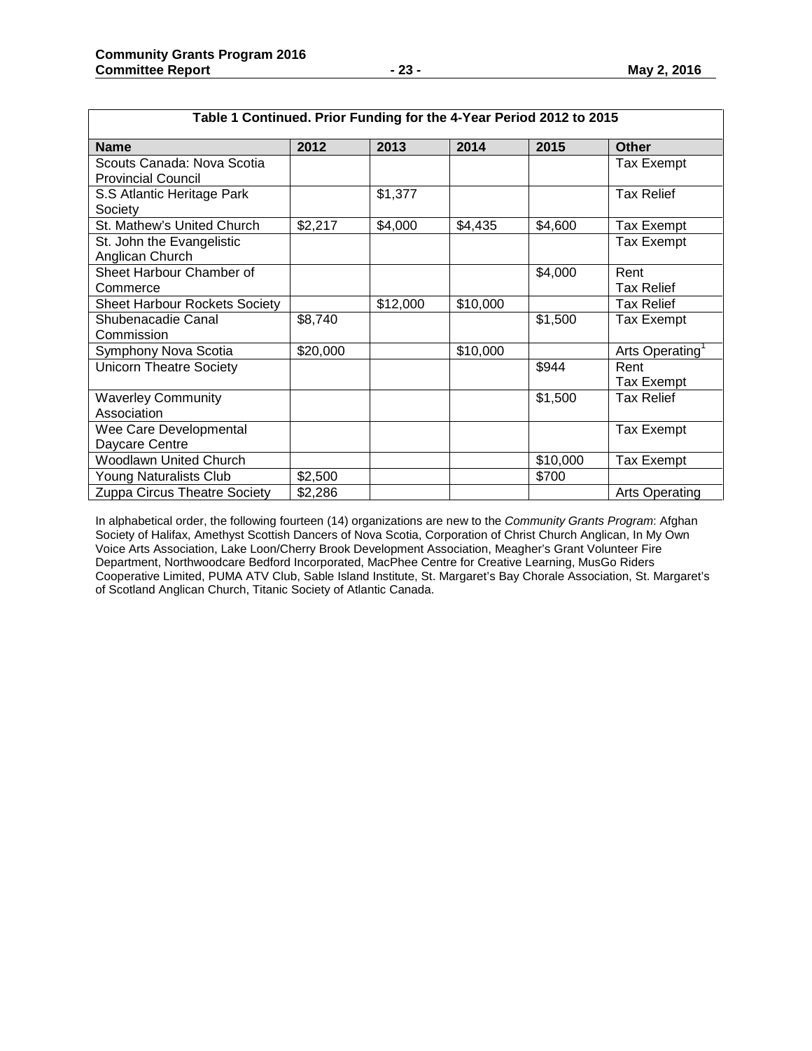| Table 1 Continued. Prior Funding for the 4-Year Period 2012 to 2015 | | | | | |
|---|---|---|---|---|---|
| **Name** | **2012** | **2013** | **2014** | **2015** | **Other** |
| Scouts Canada: Nova Scotia Provincial Council | | | | | Tax Exempt |
| S.S Atlantic Heritage Park Society | | $1,377 | | | Tax Relief |
| St. Mathew's United Church | $2,217 | $4,000 | $4,435 | $4,600 | Tax Exempt |
| St. John the Evangelistic Anglican Church | | | | | Tax Exempt |
| Sheet Harbour Chamber of Commerce | | | | $4,000 | Rent Tax Relief |
| Sheet Harbour Rockets Society | | $12,000 | $10,000 | | Tax Relief |
| Shubenacadie Canal Commission | $8,740 | | | $1,500 | Tax Exempt |
| Symphony Nova Scotia | $20,000 | | $10,000 | | Arts Operating[1] |
| Unicorn Theatre Society | | | | $944 | Rent Tax Exempt |
| Waverley Community Association | | | | $1,500 | Tax Relief |
| Wee Care Developmental Daycare Centre | | | | | Tax Exempt |
| Woodlawn United Church | | | | $10,000 | Tax Exempt |
| Young Naturalists Club | $2,500 | | | $700 | |
| Zuppa Circus Theatre Society | $2,286 | | | | Arts Operating |

In alphabetical order, the following fourteen (14) organizations are new to the *Community Grants Program*: Afghan Society of Halifax, Amethyst Scottish Dancers of Nova Scotia, Corporation of Christ Church Anglican, In My Own Voice Arts Association, Lake Loon/Cherry Brook Development Association, Meagher's Grant Volunteer Fire Department, Northwoodcare Bedford Incorporated, MacPhee Centre for Creative Learning, MusGo Riders Cooperative Limited, PUMA ATV Club, Sable Island Institute, St. Margaret's Bay Chorale Association, St. Margaret's of Scotland Anglican Church, Titanic Society of Atlantic Canada.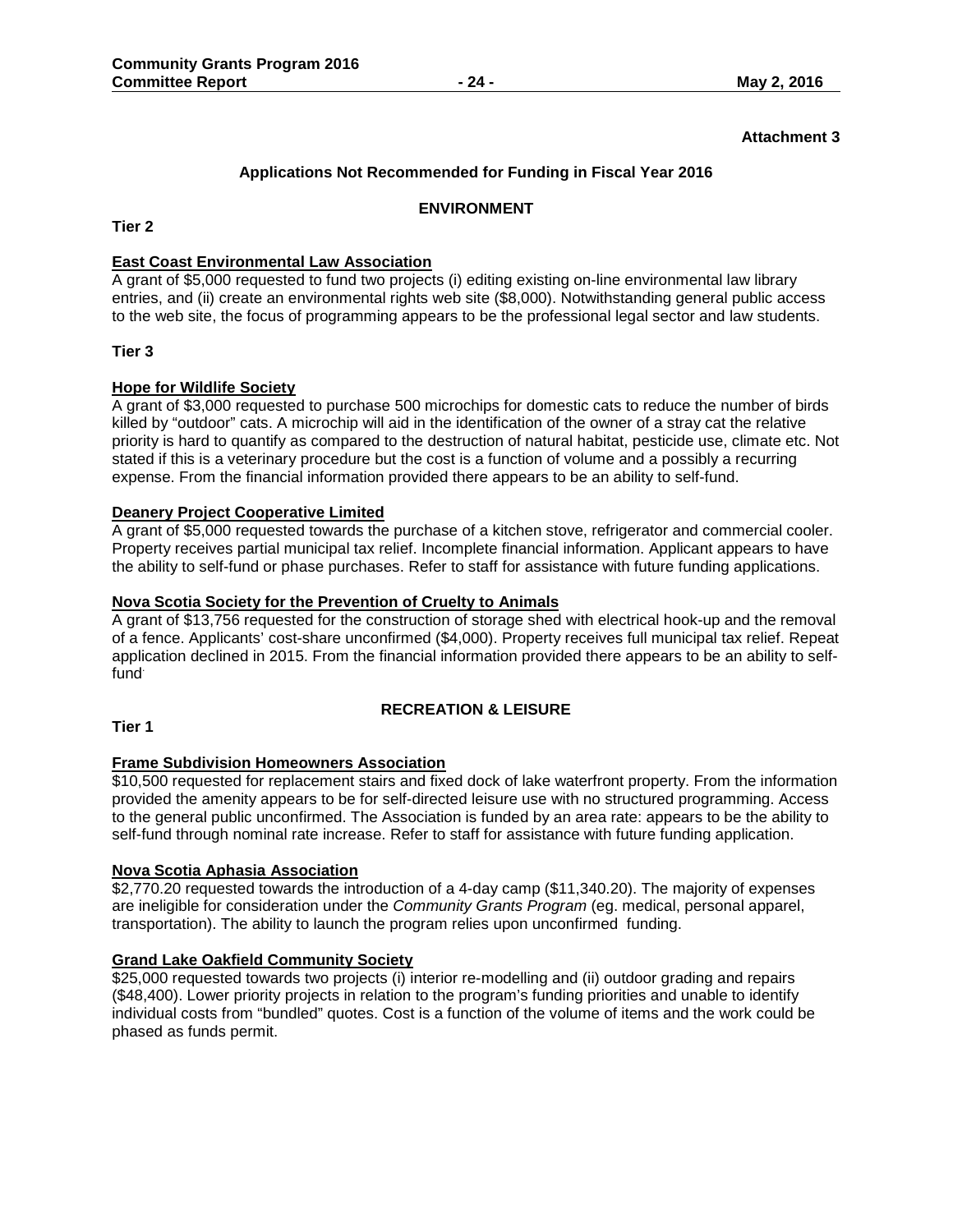**Attachment 3**

## Applications Not Recommended for Funding in Fiscal Year 2016

### ENVIRONMENT

**Tier 2**

**East Coast Environmental Law Association**

A grant of $5,000 requested to fund two projects (i) editing existing on-line environmental law library entries, and (ii) create an environmental rights web site ($8,000). Notwithstanding general public access to the web site, the focus of programming appears to be the professional legal sector and law students.

**Tier 3**

**Hope for Wildlife Society**

A grant of $3,000 requested to purchase 500 microchips for domestic cats to reduce the number of birds killed by "outdoor" cats. A microchip will aid in the identification of the owner of a stray cat the relative priority is hard to quantify as compared to the destruction of natural habitat, pesticide use, climate etc. Not stated if this is a veterinary procedure but the cost is a function of volume and a possibly a recurring expense. From the financial information provided there appears to be an ability to self-fund.

**Deanery Project Cooperative Limited**

A grant of $5,000 requested towards the purchase of a kitchen stove, refrigerator and commercial cooler. Property receives partial municipal tax relief. Incomplete financial information. Applicant appears to have the ability to self-fund or phase purchases. Refer to staff for assistance with future funding applications.

**Nova Scotia Society for the Prevention of Cruelty to Animals**

A grant of $13,756 requested for the construction of storage shed with electrical hook-up and the removal of a fence. Applicants' cost-share unconfirmed ($4,000). Property receives full municipal tax relief. Repeat application declined in 2015. From the financial information provided there appears to be an ability to self-fund.

### RECREATION & LEISURE

**Tier 1**

**Frame Subdivision Homeowners Association**

$10,500 requested for replacement stairs and fixed dock of lake waterfront property. From the information provided the amenity appears to be for self-directed leisure use with no structured programming. Access to the general public unconfirmed. The Association is funded by an area rate: appears to be the ability to self-fund through nominal rate increase. Refer to staff for assistance with future funding application.

**Nova Scotia Aphasia Association**

$2,770.20 requested towards the introduction of a 4-day camp ($11,340.20). The majority of expenses are ineligible for consideration under the *Community Grants Program* (eg. medical, personal apparel, transportation). The ability to launch the program relies upon unconfirmed funding.

**Grand Lake Oakfield Community Society**

$25,000 requested towards two projects (i) interior re-modelling and (ii) outdoor grading and repairs ($48,400). Lower priority projects in relation to the program's funding priorities and unable to identify individual costs from "bundled" quotes. Cost is a function of the volume of items and the work could be phased as funds permit.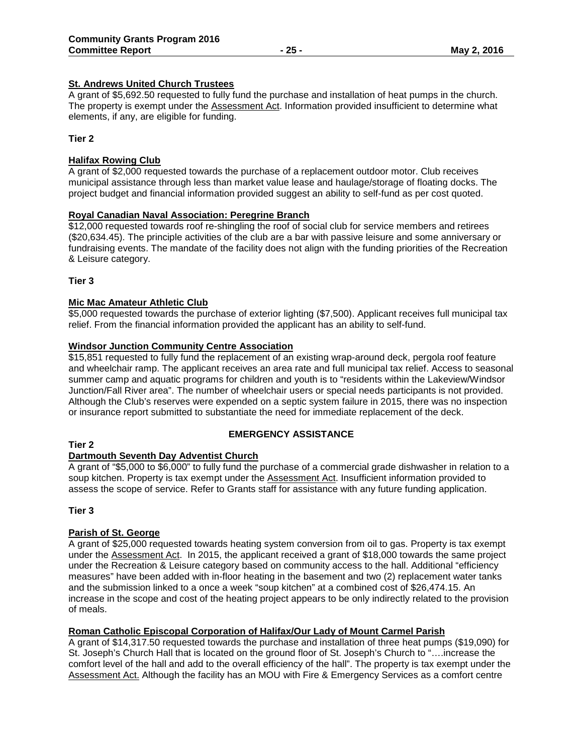**St. Andrews United Church Trustees**

A grant of $5,692.50 requested to fully fund the purchase and installation of heat pumps in the church. The property is exempt under the Assessment Act. Information provided insufficient to determine what elements, if any, are eligible for funding.

**Tier 2**

**Halifax Rowing Club**

A grant of $2,000 requested towards the purchase of a replacement outdoor motor. Club receives municipal assistance through less than market value lease and haulage/storage of floating docks. The project budget and financial information provided suggest an ability to self-fund as per cost quoted.

**Royal Canadian Naval Association: Peregrine Branch**

$12,000 requested towards roof re-shingling the roof of social club for service members and retirees ($20,634.45). The principle activities of the club are a bar with passive leisure and some anniversary or fundraising events. The mandate of the facility does not align with the funding priorities of the Recreation & Leisure category.

**Tier 3**

**Mic Mac Amateur Athletic Club**

$5,000 requested towards the purchase of exterior lighting ($7,500). Applicant receives full municipal tax relief. From the financial information provided the applicant has an ability to self-fund.

**Windsor Junction Community Centre Association**

$15,851 requested to fully fund the replacement of an existing wrap-around deck, pergola roof feature and wheelchair ramp. The applicant receives an area rate and full municipal tax relief. Access to seasonal summer camp and aquatic programs for children and youth is to "residents within the Lakeview/Windsor Junction/Fall River area". The number of wheelchair users or special needs participants is not provided. Although the Club's reserves were expended on a septic system failure in 2015, there was no inspection or insurance report submitted to substantiate the need for immediate replacement of the deck.

## EMERGENCY ASSISTANCE

**Tier 2**

**Dartmouth Seventh Day Adventist Church**

A grant of "$5,000 to $6,000" to fully fund the purchase of a commercial grade dishwasher in relation to a soup kitchen. Property is tax exempt under the Assessment Act. Insufficient information provided to assess the scope of service. Refer to Grants staff for assistance with any future funding application.

**Tier 3**

**Parish of St. George**

A grant of $25,000 requested towards heating system conversion from oil to gas. Property is tax exempt under the Assessment Act. In 2015, the applicant received a grant of $18,000 towards the same project under the Recreation & Leisure category based on community access to the hall. Additional "efficiency measures" have been added with in-floor heating in the basement and two (2) replacement water tanks and the submission linked to a once a week "soup kitchen" at a combined cost of $26,474.15. An increase in the scope and cost of the heating project appears to be only indirectly related to the provision of meals.

**Roman Catholic Episcopal Corporation of Halifax/Our Lady of Mount Carmel Parish**

A grant of $14,317.50 requested towards the purchase and installation of three heat pumps ($19,090) for St. Joseph's Church Hall that is located on the ground floor of St. Joseph's Church to "….increase the comfort level of the hall and add to the overall efficiency of the hall". The property is tax exempt under the Assessment Act. Although the facility has an MOU with Fire & Emergency Services as a comfort centre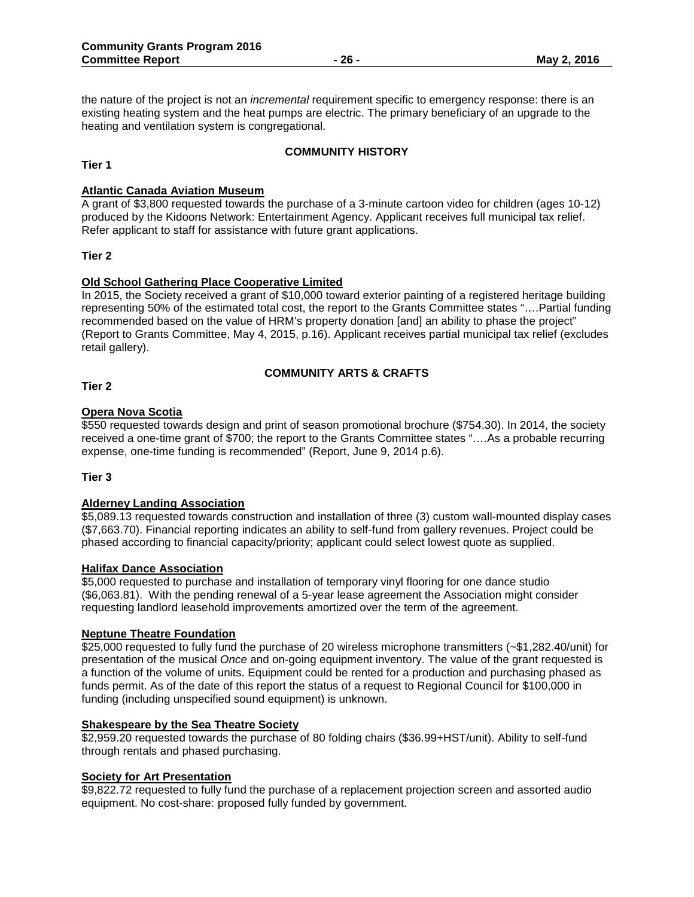the nature of the project is not an *incremental* requirement specific to emergency response: there is an existing heating system and the heat pumps are electric. The primary beneficiary of an upgrade to the heating and ventilation system is congregational.

## COMMUNITY HISTORY

**Tier 1**

**Atlantic Canada Aviation Museum**

A grant of $3,800 requested towards the purchase of a 3-minute cartoon video for children (ages 10-12) produced by the Kidoons Network: Entertainment Agency. Applicant receives full municipal tax relief. Refer applicant to staff for assistance with future grant applications.

**Tier 2**

**Old School Gathering Place Cooperative Limited**

In 2015, the Society received a grant of $10,000 toward exterior painting of a registered heritage building representing 50% of the estimated total cost, the report to the Grants Committee states "….Partial funding recommended based on the value of HRM's property donation [and] an ability to phase the project" (Report to Grants Committee, May 4, 2015, p.16). Applicant receives partial municipal tax relief (excludes retail gallery).

## COMMUNITY ARTS & CRAFTS

**Tier 2**

**Opera Nova Scotia**

$550 requested towards design and print of season promotional brochure ($754.30). In 2014, the society received a one-time grant of $700; the report to the Grants Committee states "….As a probable recurring expense, one-time funding is recommended" (Report, June 9, 2014 p.6).

**Tier 3**

**Alderney Landing Association**

$5,089.13 requested towards construction and installation of three (3) custom wall-mounted display cases ($7,663.70). Financial reporting indicates an ability to self-fund from gallery revenues. Project could be phased according to financial capacity/priority; applicant could select lowest quote as supplied.

**Halifax Dance Association**

$5,000 requested to purchase and installation of temporary vinyl flooring for one dance studio ($6,063.81). With the pending renewal of a 5-year lease agreement the Association might consider requesting landlord leasehold improvements amortized over the term of the agreement.

**Neptune Theatre Foundation**

$25,000 requested to fully fund the purchase of 20 wireless microphone transmitters (~$1,282.40/unit) for presentation of the musical *Once* and on-going equipment inventory. The value of the grant requested is a function of the volume of units. Equipment could be rented for a production and purchasing phased as funds permit. As of the date of this report the status of a request to Regional Council for $100,000 in funding (including unspecified sound equipment) is unknown.

**Shakespeare by the Sea Theatre Society**

$2,959.20 requested towards the purchase of 80 folding chairs ($36.99+HST/unit). Ability to self-fund through rentals and phased purchasing.

**Society for Art Presentation**

$9,822.72 requested to fully fund the purchase of a replacement projection screen and assorted audio equipment. No cost-share: proposed fully funded by government.